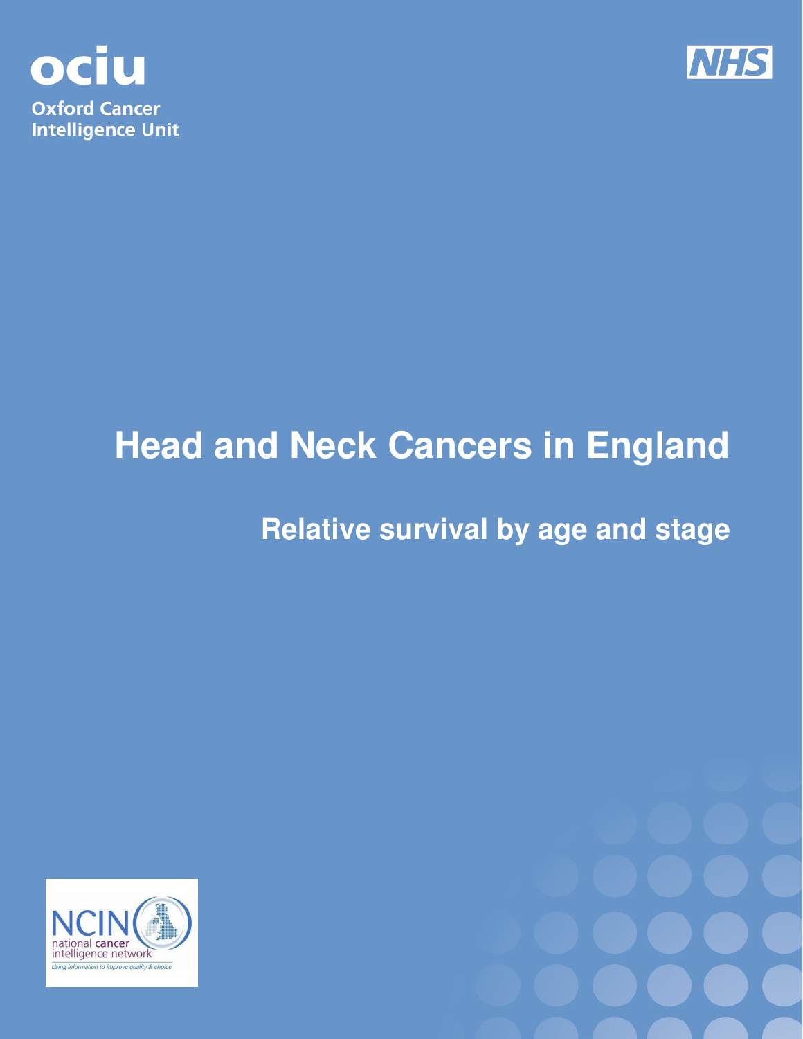ociu

Oxford Cancer Intelligence Unit

NHS

# Head and Neck Cancers in England

## Relative survival by age and stage

NCIN national cancer intelligence network

*Using information to improve quality & choice*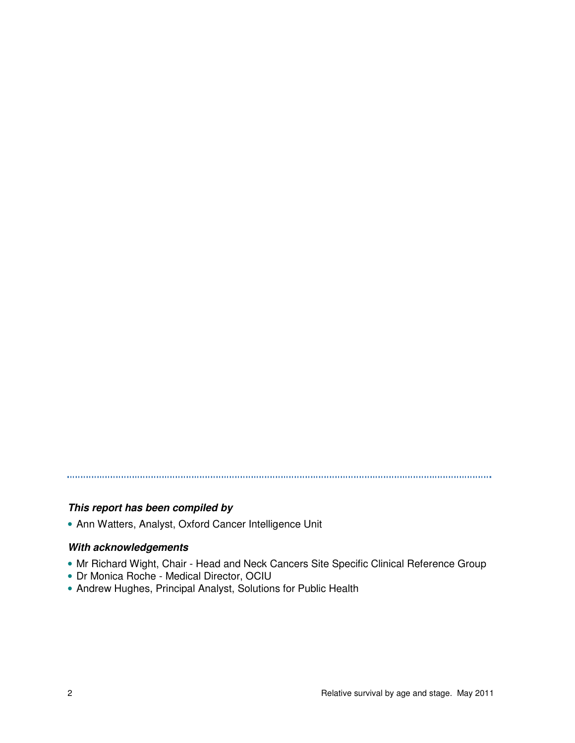***This report has been compiled by***

- Ann Watters, Analyst, Oxford Cancer Intelligence Unit

***With acknowledgements***

- Mr Richard Wight, Chair - Head and Neck Cancers Site Specific Clinical Reference Group
- Dr Monica Roche - Medical Director, OCIU
- Andrew Hughes, Principal Analyst, Solutions for Public Health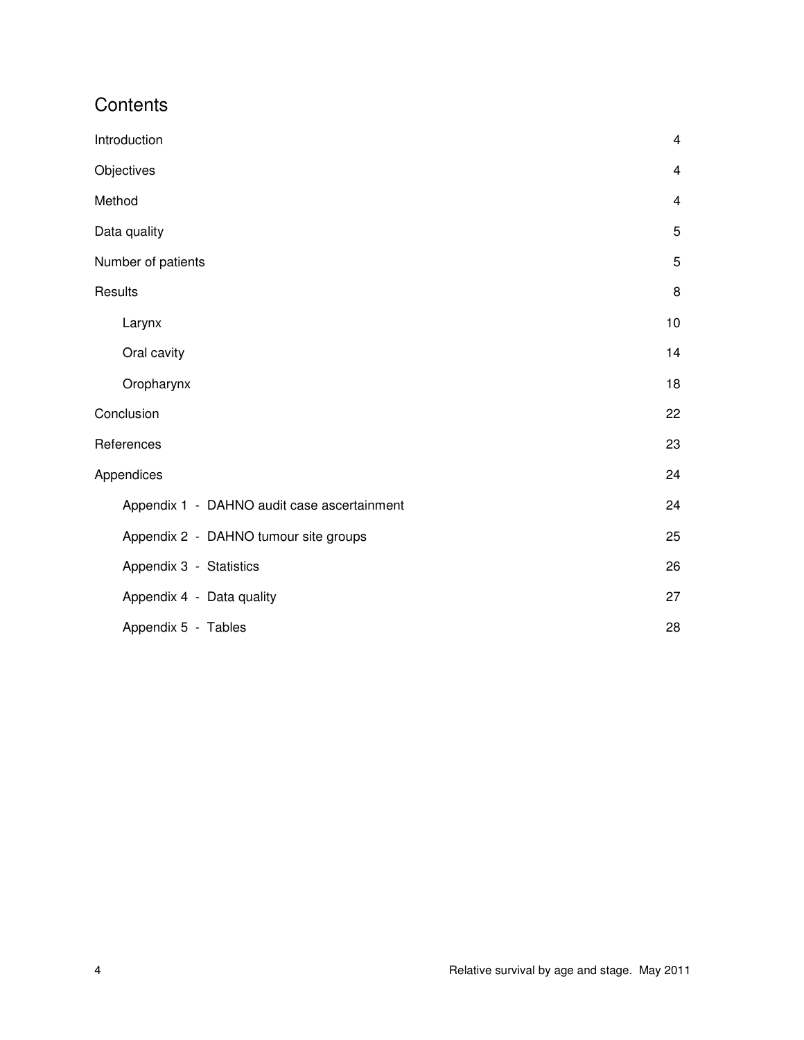# Contents

| | |
|---|---|
| Introduction | 4 |
| Objectives | 4 |
| Method | 4 |
| Data quality | 5 |
| Number of patients | 5 |
| Results | 8 |
| Larynx | 10 |
| Oral cavity | 14 |
| Oropharynx | 18 |
| Conclusion | 22 |
| References | 23 |
| Appendices | 24 |
| Appendix 1 - DAHNO audit case ascertainment | 24 |
| Appendix 2 - DAHNO tumour site groups | 25 |
| Appendix 3 - Statistics | 26 |
| Appendix 4 - Data quality | 27 |
| Appendix 5 - Tables | 28 |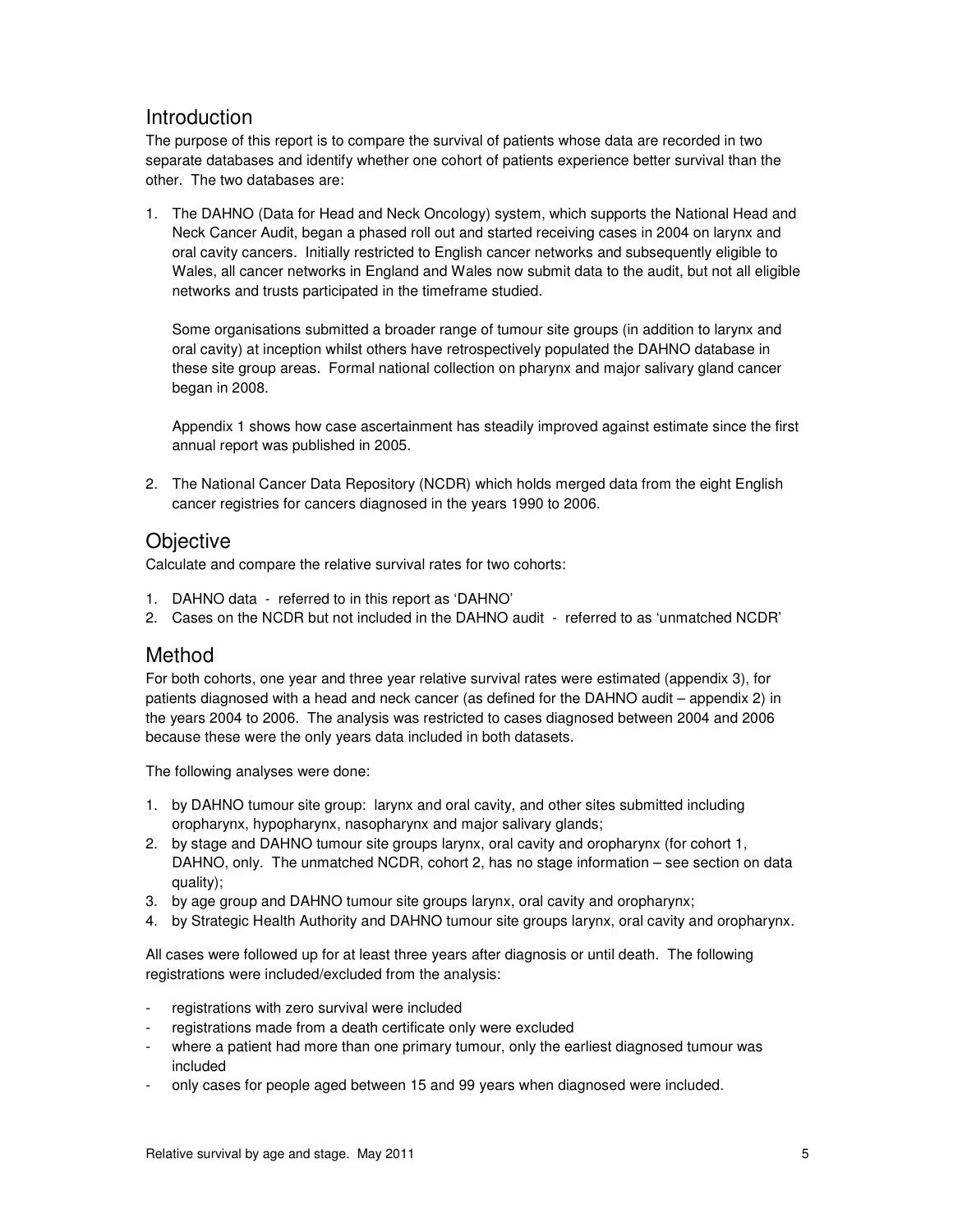## Introduction

The purpose of this report is to compare the survival of patients whose data are recorded in two separate databases and identify whether one cohort of patients experience better survival than the other. The two databases are:

1. The DAHNO (Data for Head and Neck Oncology) system, which supports the National Head and Neck Cancer Audit, began a phased roll out and started receiving cases in 2004 on larynx and oral cavity cancers. Initially restricted to English cancer networks and subsequently eligible to Wales, all cancer networks in England and Wales now submit data to the audit, but not all eligible networks and trusts participated in the timeframe studied.

   Some organisations submitted a broader range of tumour site groups (in addition to larynx and oral cavity) at inception whilst others have retrospectively populated the DAHNO database in these site group areas. Formal national collection on pharynx and major salivary gland cancer began in 2008.

   Appendix 1 shows how case ascertainment has steadily improved against estimate since the first annual report was published in 2005.

2. The National Cancer Data Repository (NCDR) which holds merged data from the eight English cancer registries for cancers diagnosed in the years 1990 to 2006.

## Objective

Calculate and compare the relative survival rates for two cohorts:

1. DAHNO data - referred to in this report as 'DAHNO'
2. Cases on the NCDR but not included in the DAHNO audit - referred to as 'unmatched NCDR'

## Method

For both cohorts, one year and three year relative survival rates were estimated (appendix 3), for patients diagnosed with a head and neck cancer (as defined for the DAHNO audit – appendix 2) in the years 2004 to 2006. The analysis was restricted to cases diagnosed between 2004 and 2006 because these were the only years data included in both datasets.

The following analyses were done:

1. by DAHNO tumour site group: larynx and oral cavity, and other sites submitted including oropharynx, hypopharynx, nasopharynx and major salivary glands;
2. by stage and DAHNO tumour site groups larynx, oral cavity and oropharynx (for cohort 1, DAHNO, only. The unmatched NCDR, cohort 2, has no stage information – see section on data quality);
3. by age group and DAHNO tumour site groups larynx, oral cavity and oropharynx;
4. by Strategic Health Authority and DAHNO tumour site groups larynx, oral cavity and oropharynx.

All cases were followed up for at least three years after diagnosis or until death. The following registrations were included/excluded from the analysis:

- registrations with zero survival were included
- registrations made from a death certificate only were excluded
- where a patient had more than one primary tumour, only the earliest diagnosed tumour was included
- only cases for people aged between 15 and 99 years when diagnosed were included.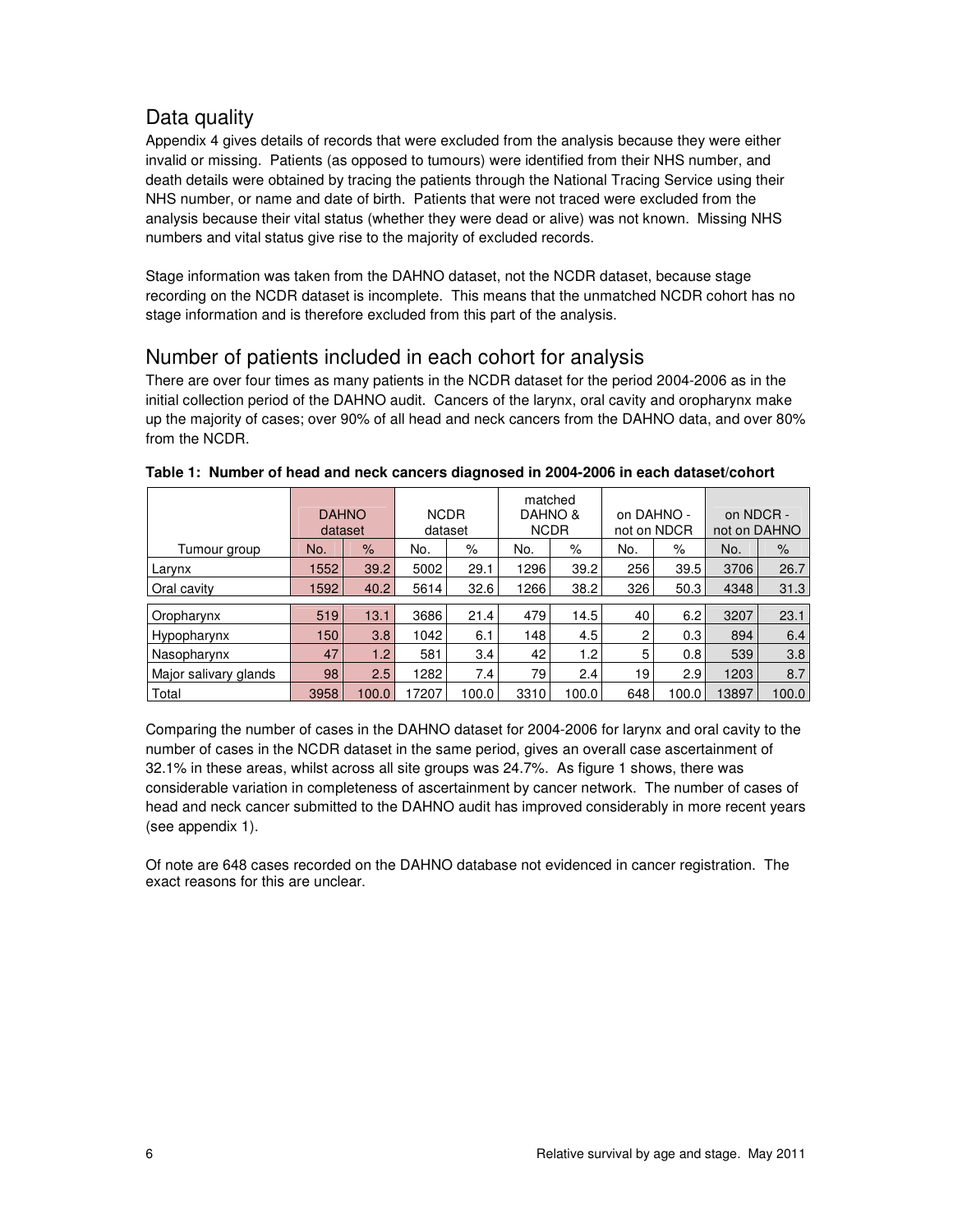## Data quality

Appendix 4 gives details of records that were excluded from the analysis because they were either invalid or missing. Patients (as opposed to tumours) were identified from their NHS number, and death details were obtained by tracing the patients through the National Tracing Service using their NHS number, or name and date of birth. Patients that were not traced were excluded from the analysis because their vital status (whether they were dead or alive) was not known. Missing NHS numbers and vital status give rise to the majority of excluded records.

Stage information was taken from the DAHNO dataset, not the NCDR dataset, because stage recording on the NCDR dataset is incomplete. This means that the unmatched NCDR cohort has no stage information and is therefore excluded from this part of the analysis.

## Number of patients included in each cohort for analysis

There are over four times as many patients in the NCDR dataset for the period 2004-2006 as in the initial collection period of the DAHNO audit. Cancers of the larynx, oral cavity and oropharynx make up the majority of cases; over 90% of all head and neck cancers from the DAHNO data, and over 80% from the NCDR.

**Table 1: Number of head and neck cancers diagnosed in 2004-2006 in each dataset/cohort**

| | DAHNO dataset | | NCDR dataset | | matched DAHNO & NCDR | | on DAHNO - not on NDCR | | on NDCR - not on DAHNO | |
|---|---|---|---|---|---|---|---|---|---|---|
| Tumour group | No. | % | No. | % | No. | % | No. | % | No. | % |
| Larynx | 1552 | 39.2 | 5002 | 29.1 | 1296 | 39.2 | 256 | 39.5 | 3706 | 26.7 |
| Oral cavity | 1592 | 40.2 | 5614 | 32.6 | 1266 | 38.2 | 326 | 50.3 | 4348 | 31.3 |
| Oropharynx | 519 | 13.1 | 3686 | 21.4 | 479 | 14.5 | 40 | 6.2 | 3207 | 23.1 |
| Hypopharynx | 150 | 3.8 | 1042 | 6.1 | 148 | 4.5 | 2 | 0.3 | 894 | 6.4 |
| Nasopharynx | 47 | 1.2 | 581 | 3.4 | 42 | 1.2 | 5 | 0.8 | 539 | 3.8 |
| Major salivary glands | 98 | 2.5 | 1282 | 7.4 | 79 | 2.4 | 19 | 2.9 | 1203 | 8.7 |
| Total | 3958 | 100.0 | 17207 | 100.0 | 3310 | 100.0 | 648 | 100.0 | 13897 | 100.0 |

Comparing the number of cases in the DAHNO dataset for 2004-2006 for larynx and oral cavity to the number of cases in the NCDR dataset in the same period, gives an overall case ascertainment of 32.1% in these areas, whilst across all site groups was 24.7%. As figure 1 shows, there was considerable variation in completeness of ascertainment by cancer network. The number of cases of head and neck cancer submitted to the DAHNO audit has improved considerably in more recent years (see appendix 1).

Of note are 648 cases recorded on the DAHNO database not evidenced in cancer registration. The exact reasons for this are unclear.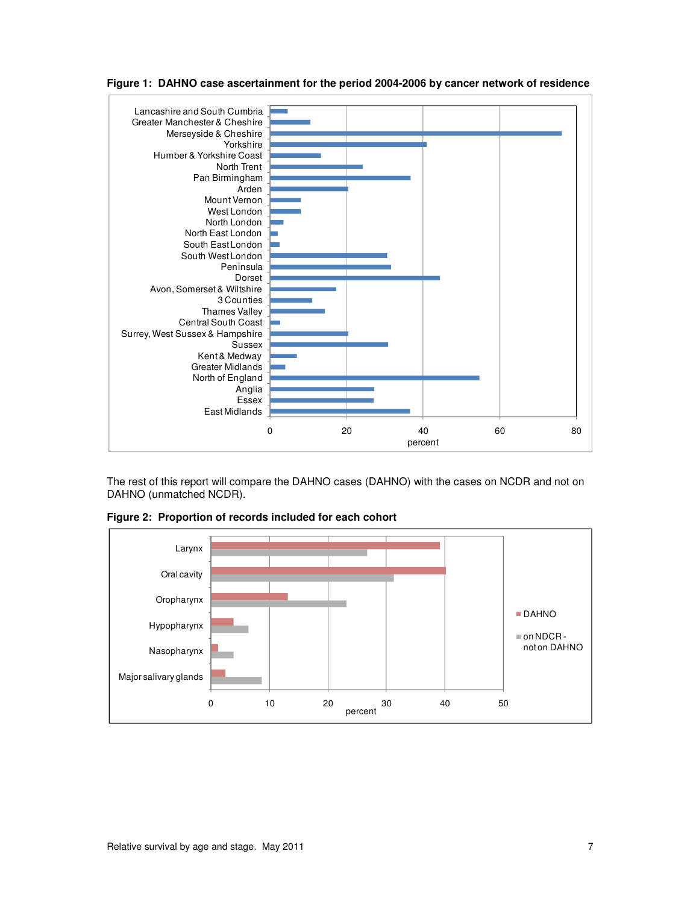**Figure 1: DAHNO case ascertainment for the period 2004-2006 by cancer network of residence**

The rest of this report will compare the DAHNO cases (DAHNO) with the cases on NCDR and not on DAHNO (unmatched NCDR).

**Figure 2: Proportion of records included for each cohort**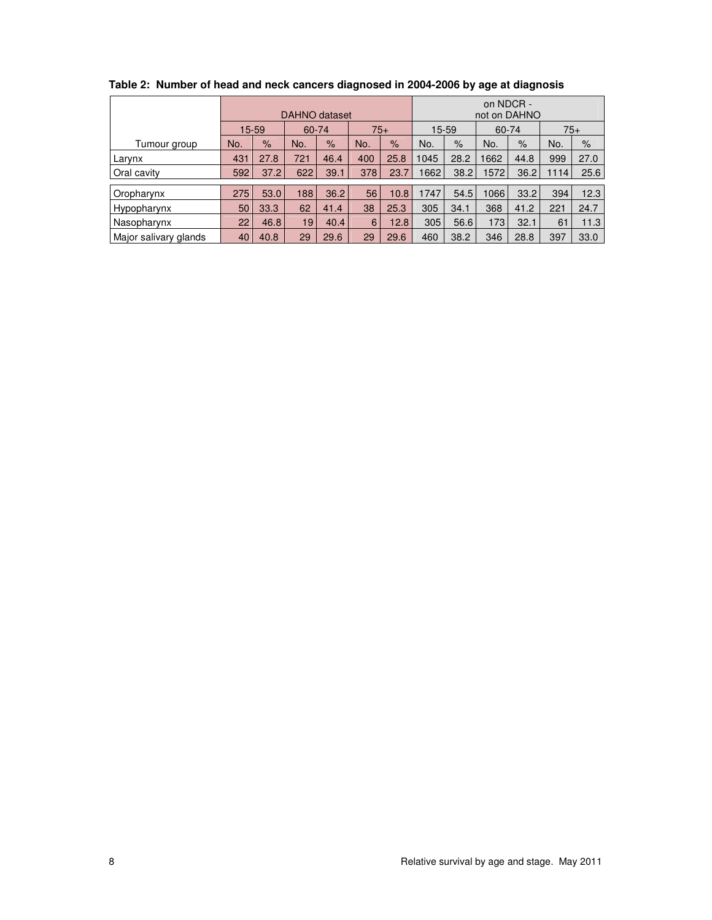**Table 2: Number of head and neck cancers diagnosed in 2004-2006 by age at diagnosis**

| | DAHNO dataset | | | | | | on NDCR - not on DAHNO | | | | | |
|---|---|---|---|---|---|---|---|---|---|---|---|---|
| | 15-59 | | 60-74 | | 75+ | | 15-59 | | 60-74 | | 75+ | |
| Tumour group | No. | % | No. | % | No. | % | No. | % | No. | % | No. | % |
| Larynx | 431 | 27.8 | 721 | 46.4 | 400 | 25.8 | 1045 | 28.2 | 1662 | 44.8 | 999 | 27.0 |
| Oral cavity | 592 | 37.2 | 622 | 39.1 | 378 | 23.7 | 1662 | 38.2 | 1572 | 36.2 | 1114 | 25.6 |
| Oropharynx | 275 | 53.0 | 188 | 36.2 | 56 | 10.8 | 1747 | 54.5 | 1066 | 33.2 | 394 | 12.3 |
| Hypopharynx | 50 | 33.3 | 62 | 41.4 | 38 | 25.3 | 305 | 34.1 | 368 | 41.2 | 221 | 24.7 |
| Nasopharynx | 22 | 46.8 | 19 | 40.4 | 6 | 12.8 | 305 | 56.6 | 173 | 32.1 | 61 | 11.3 |
| Major salivary glands | 40 | 40.8 | 29 | 29.6 | 29 | 29.6 | 460 | 38.2 | 346 | 28.8 | 397 | 33.0 |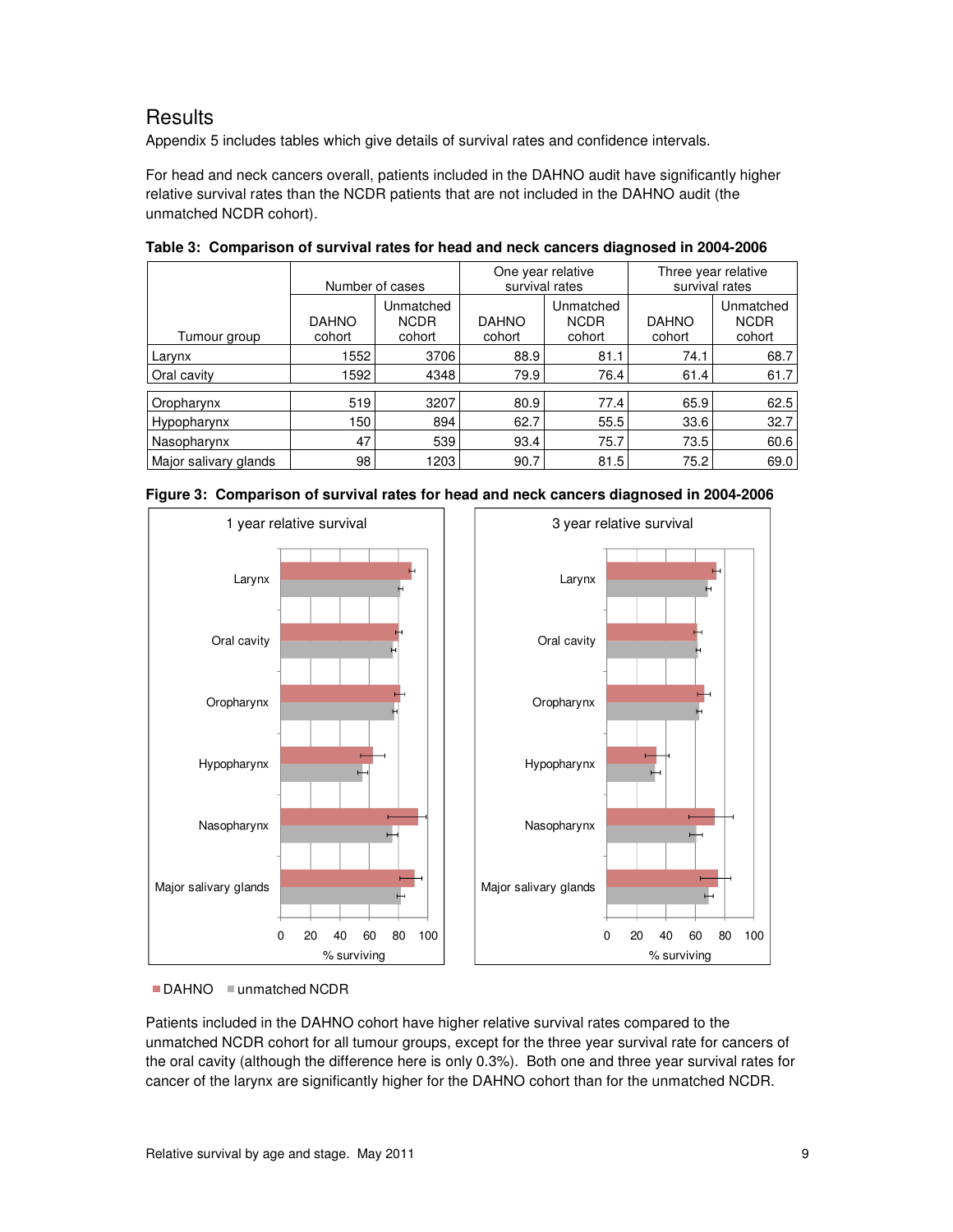## Results

Appendix 5 includes tables which give details of survival rates and confidence intervals.

For head and neck cancers overall, patients included in the DAHNO audit have significantly higher relative survival rates than the NCDR patients that are not included in the DAHNO audit (the unmatched NCDR cohort).

**Table 3: Comparison of survival rates for head and neck cancers diagnosed in 2004-2006**

| Tumour group | Number of cases | | One year relative survival rates | | Three year relative survival rates | |
|---|---|---|---|---|---|---|
| | DAHNO cohort | Unmatched NCDR cohort | DAHNO cohort | Unmatched NCDR cohort | DAHNO cohort | Unmatched NCDR cohort |
| Larynx | 1552 | 3706 | 88.9 | 81.1 | 74.1 | 68.7 |
| Oral cavity | 1592 | 4348 | 79.9 | 76.4 | 61.4 | 61.7 |
| Oropharynx | 519 | 3207 | 80.9 | 77.4 | 65.9 | 62.5 |
| Hypopharynx | 150 | 894 | 62.7 | 55.5 | 33.6 | 32.7 |
| Nasopharynx | 47 | 539 | 93.4 | 75.7 | 73.5 | 60.6 |
| Major salivary glands | 98 | 1203 | 90.7 | 81.5 | 75.2 | 69.0 |

**Figure 3: Comparison of survival rates for head and neck cancers diagnosed in 2004-2006**

Patients included in the DAHNO cohort have higher relative survival rates compared to the unmatched NCDR cohort for all tumour groups, except for the three year survival rate for cancers of the oral cavity (although the difference here is only 0.3%). Both one and three year survival rates for cancer of the larynx are significantly higher for the DAHNO cohort than for the unmatched NCDR.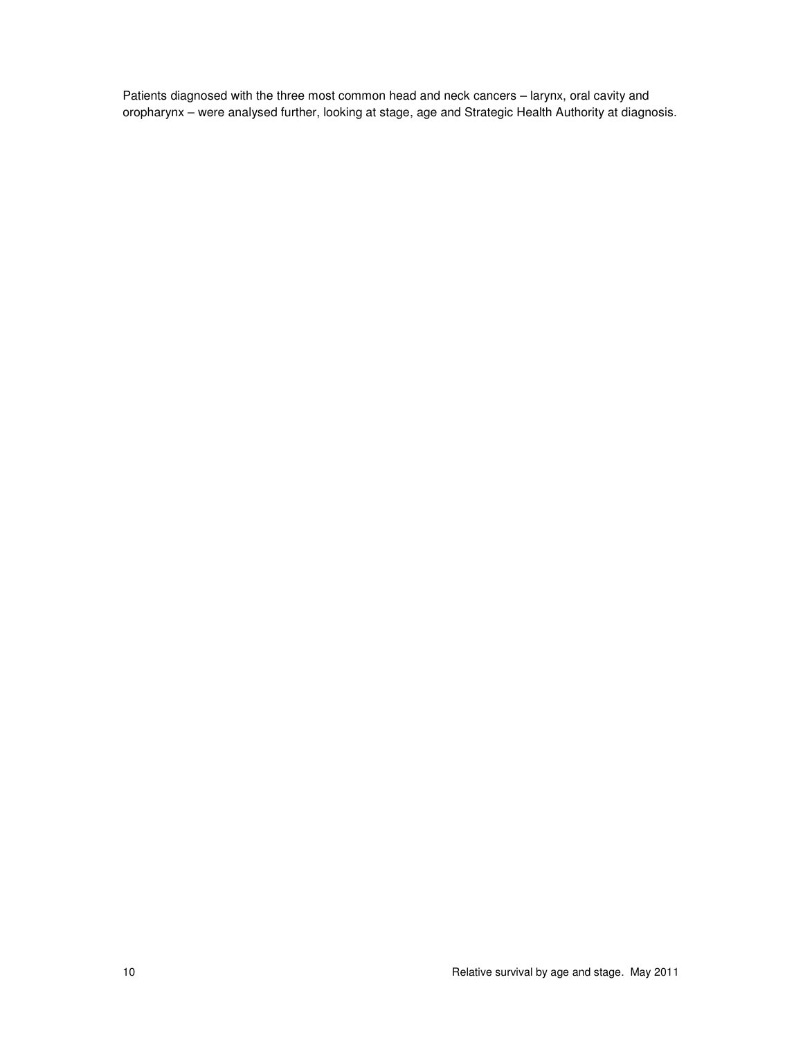Patients diagnosed with the three most common head and neck cancers – larynx, oral cavity and oropharynx – were analysed further, looking at stage, age and Strategic Health Authority at diagnosis.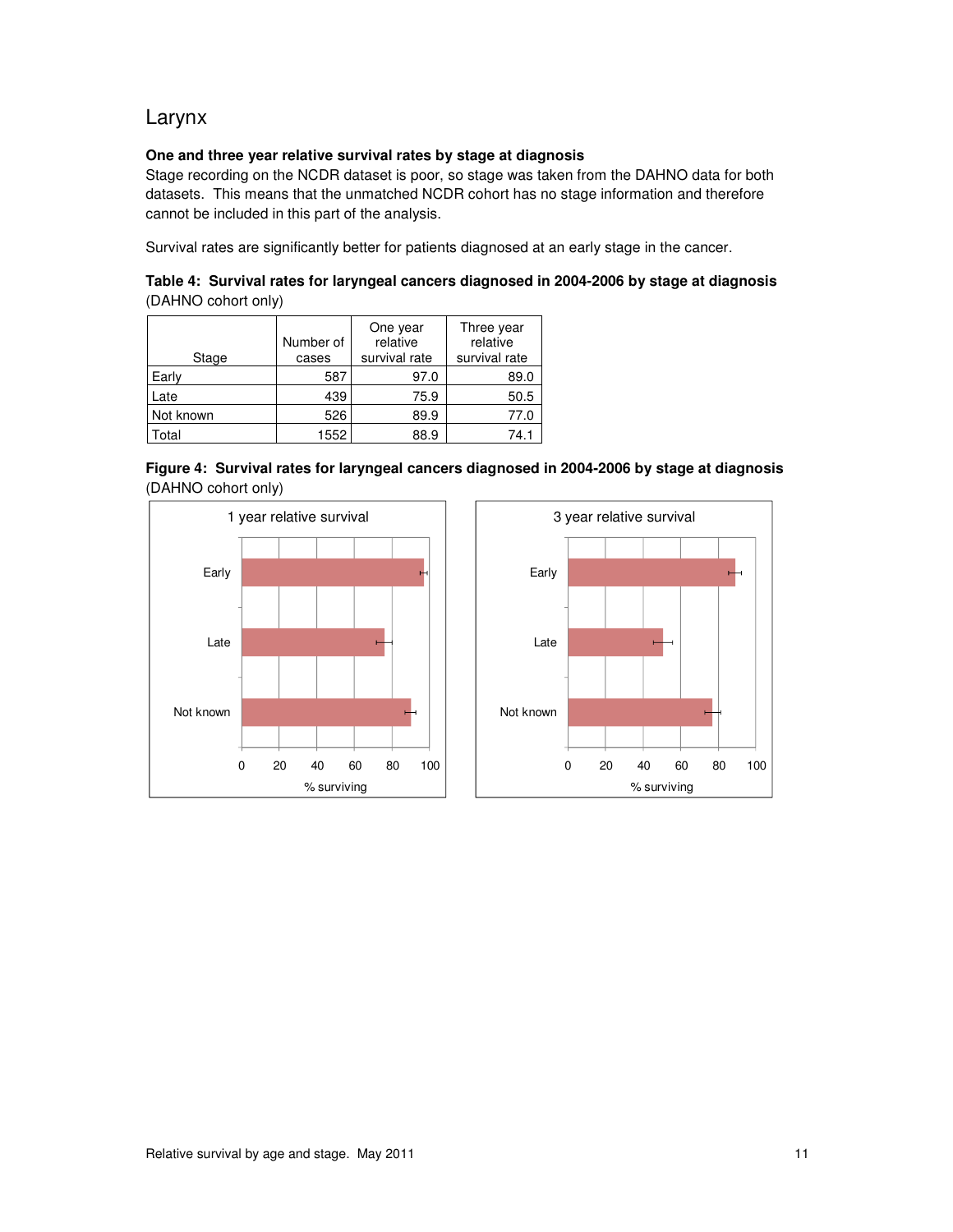## Larynx

**One and three year relative survival rates by stage at diagnosis**

Stage recording on the NCDR dataset is poor, so stage was taken from the DAHNO data for both datasets. This means that the unmatched NCDR cohort has no stage information and therefore cannot be included in this part of the analysis.

Survival rates are significantly better for patients diagnosed at an early stage in the cancer.

**Table 4: Survival rates for laryngeal cancers diagnosed in 2004-2006 by stage at diagnosis** (DAHNO cohort only)

| Stage | Number of cases | One year relative survival rate | Three year relative survival rate |
|---|---|---|---|
| Early | 587 | 97.0 | 89.0 |
| Late | 439 | 75.9 | 50.5 |
| Not known | 526 | 89.9 | 77.0 |
| Total | 1552 | 88.9 | 74.1 |

**Figure 4: Survival rates for laryngeal cancers diagnosed in 2004-2006 by stage at diagnosis** (DAHNO cohort only)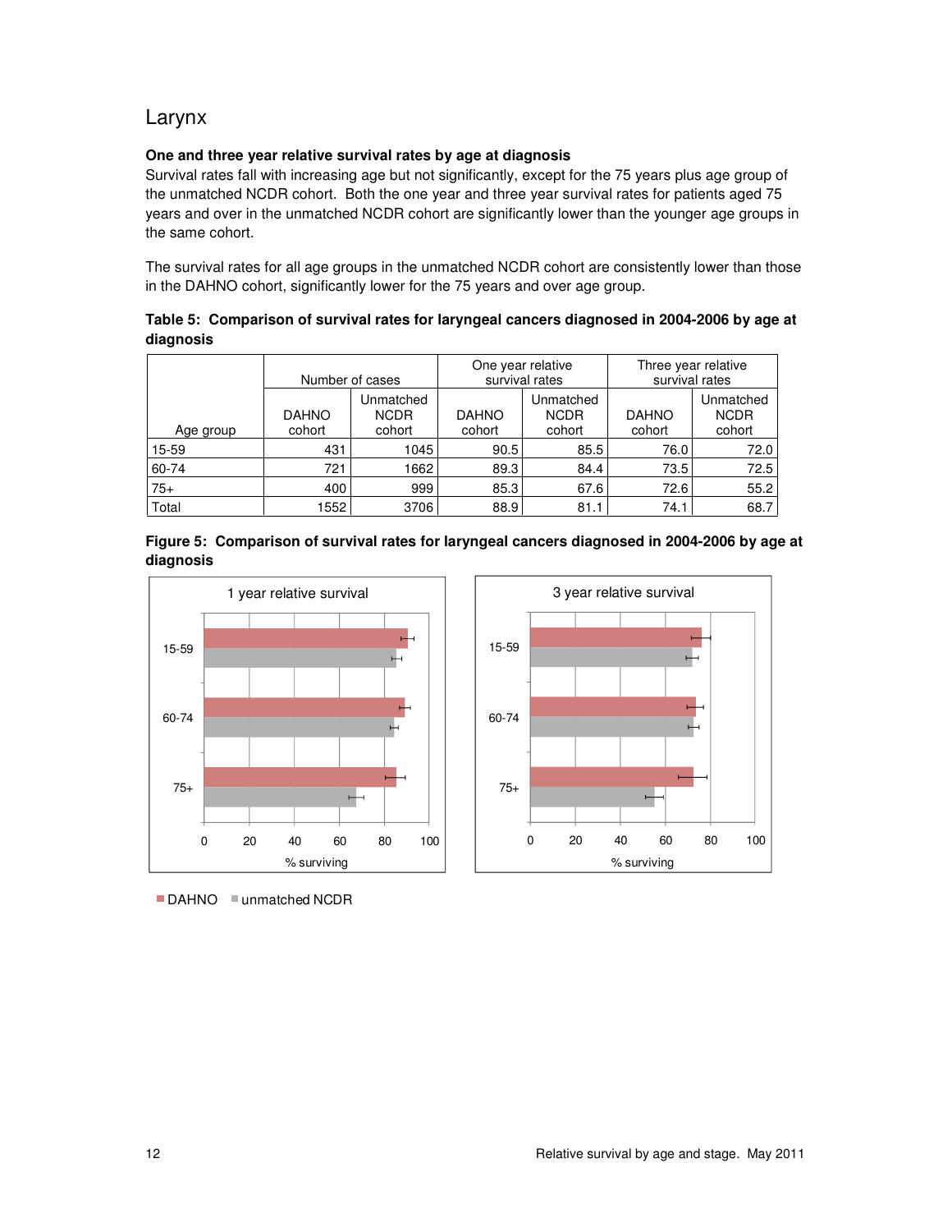## Larynx

**One and three year relative survival rates by age at diagnosis**

Survival rates fall with increasing age but not significantly, except for the 75 years plus age group of the unmatched NCDR cohort. Both the one year and three year survival rates for patients aged 75 years and over in the unmatched NCDR cohort are significantly lower than the younger age groups in the same cohort.

The survival rates for all age groups in the unmatched NCDR cohort are consistently lower than those in the DAHNO cohort, significantly lower for the 75 years and over age group.

**Table 5: Comparison of survival rates for laryngeal cancers diagnosed in 2004-2006 by age at diagnosis**

| | Number of cases | | One year relative survival rates | | Three year relative survival rates | |
|---|---|---|---|---|---|---|
| Age group | DAHNO cohort | Unmatched NCDR cohort | DAHNO cohort | Unmatched NCDR cohort | DAHNO cohort | Unmatched NCDR cohort |
| 15-59 | 431 | 1045 | 90.5 | 85.5 | 76.0 | 72.0 |
| 60-74 | 721 | 1662 | 89.3 | 84.4 | 73.5 | 72.5 |
| 75+ | 400 | 999 | 85.3 | 67.6 | 72.6 | 55.2 |
| Total | 1552 | 3706 | 88.9 | 81.1 | 74.1 | 68.7 |

**Figure 5: Comparison of survival rates for laryngeal cancers diagnosed in 2004-2006 by age at diagnosis**

1 year relative survival

3 year relative survival

■ DAHNO ■ unmatched NCDR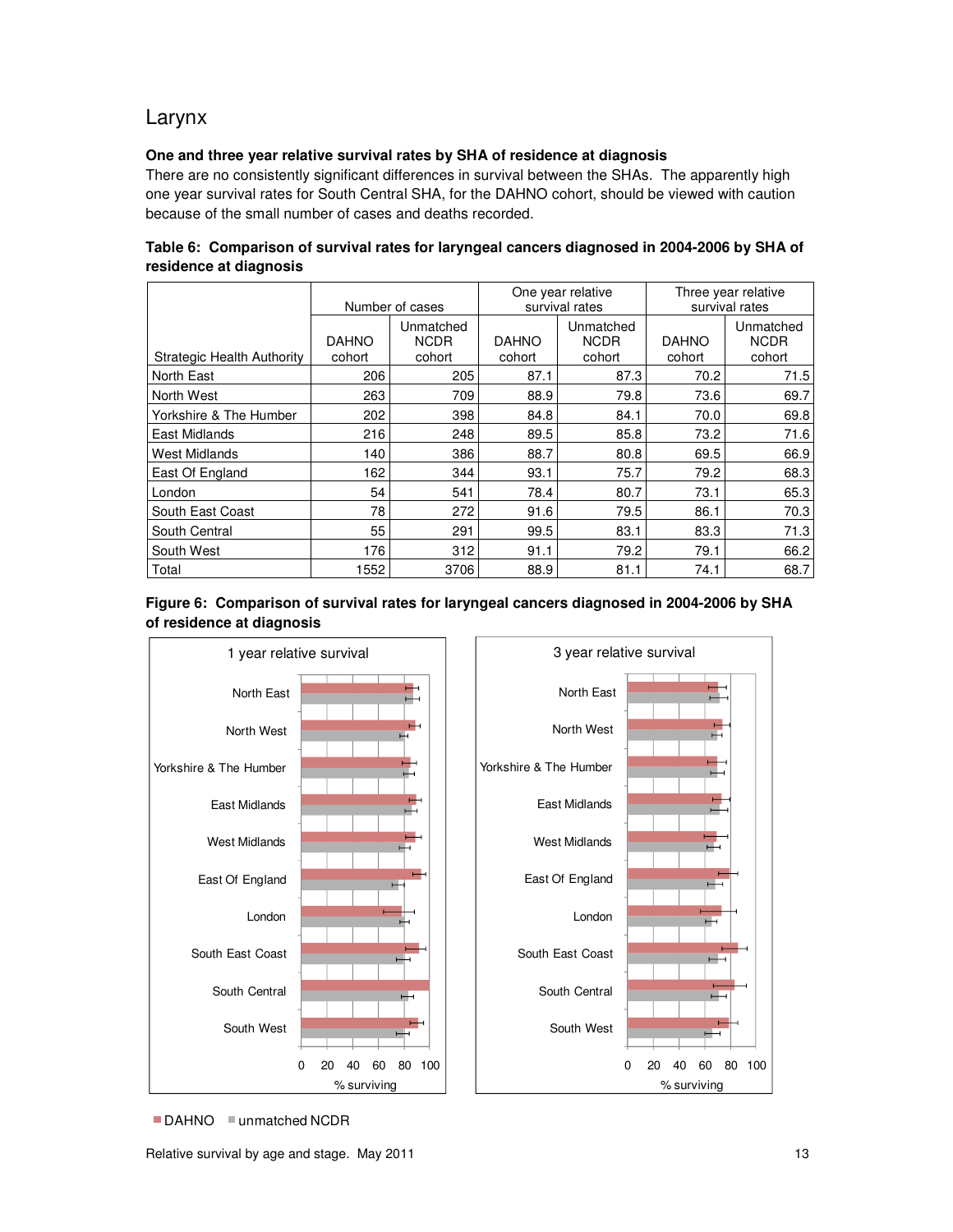# Larynx

**One and three year relative survival rates by SHA of residence at diagnosis**

There are no consistently significant differences in survival between the SHAs. The apparently high one year survival rates for South Central SHA, for the DAHNO cohort, should be viewed with caution because of the small number of cases and deaths recorded.

**Table 6: Comparison of survival rates for laryngeal cancers diagnosed in 2004-2006 by SHA of residence at diagnosis**

| | Number of cases | | One year relative survival rates | | Three year relative survival rates | |
|---|---|---|---|---|---|---|
| Strategic Health Authority | DAHNO cohort | Unmatched NCDR cohort | DAHNO cohort | Unmatched NCDR cohort | DAHNO cohort | Unmatched NCDR cohort |
| North East | 206 | 205 | 87.1 | 87.3 | 70.2 | 71.5 |
| North West | 263 | 709 | 88.9 | 79.8 | 73.6 | 69.7 |
| Yorkshire & The Humber | 202 | 398 | 84.8 | 84.1 | 70.0 | 69.8 |
| East Midlands | 216 | 248 | 89.5 | 85.8 | 73.2 | 71.6 |
| West Midlands | 140 | 386 | 88.7 | 80.8 | 69.5 | 66.9 |
| East Of England | 162 | 344 | 93.1 | 75.7 | 79.2 | 68.3 |
| London | 54 | 541 | 78.4 | 80.7 | 73.1 | 65.3 |
| South East Coast | 78 | 272 | 91.6 | 79.5 | 86.1 | 70.3 |
| South Central | 55 | 291 | 99.5 | 83.1 | 83.3 | 71.3 |
| South West | 176 | 312 | 91.1 | 79.2 | 79.1 | 66.2 |
| Total | 1552 | 3706 | 88.9 | 81.1 | 74.1 | 68.7 |

**Figure 6: Comparison of survival rates for laryngeal cancers diagnosed in 2004-2006 by SHA of residence at diagnosis**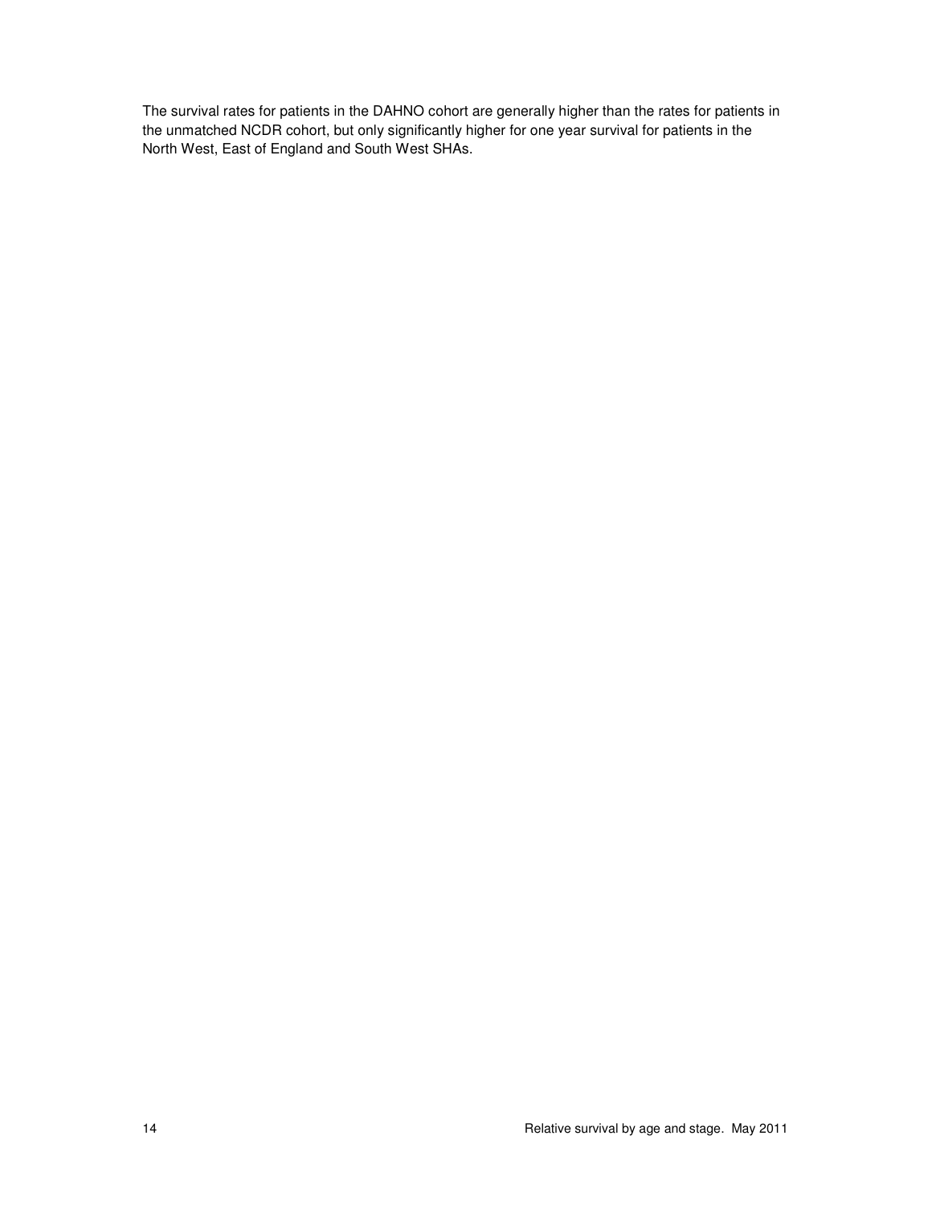The survival rates for patients in the DAHNO cohort are generally higher than the rates for patients in the unmatched NCDR cohort, but only significantly higher for one year survival for patients in the North West, East of England and South West SHAs.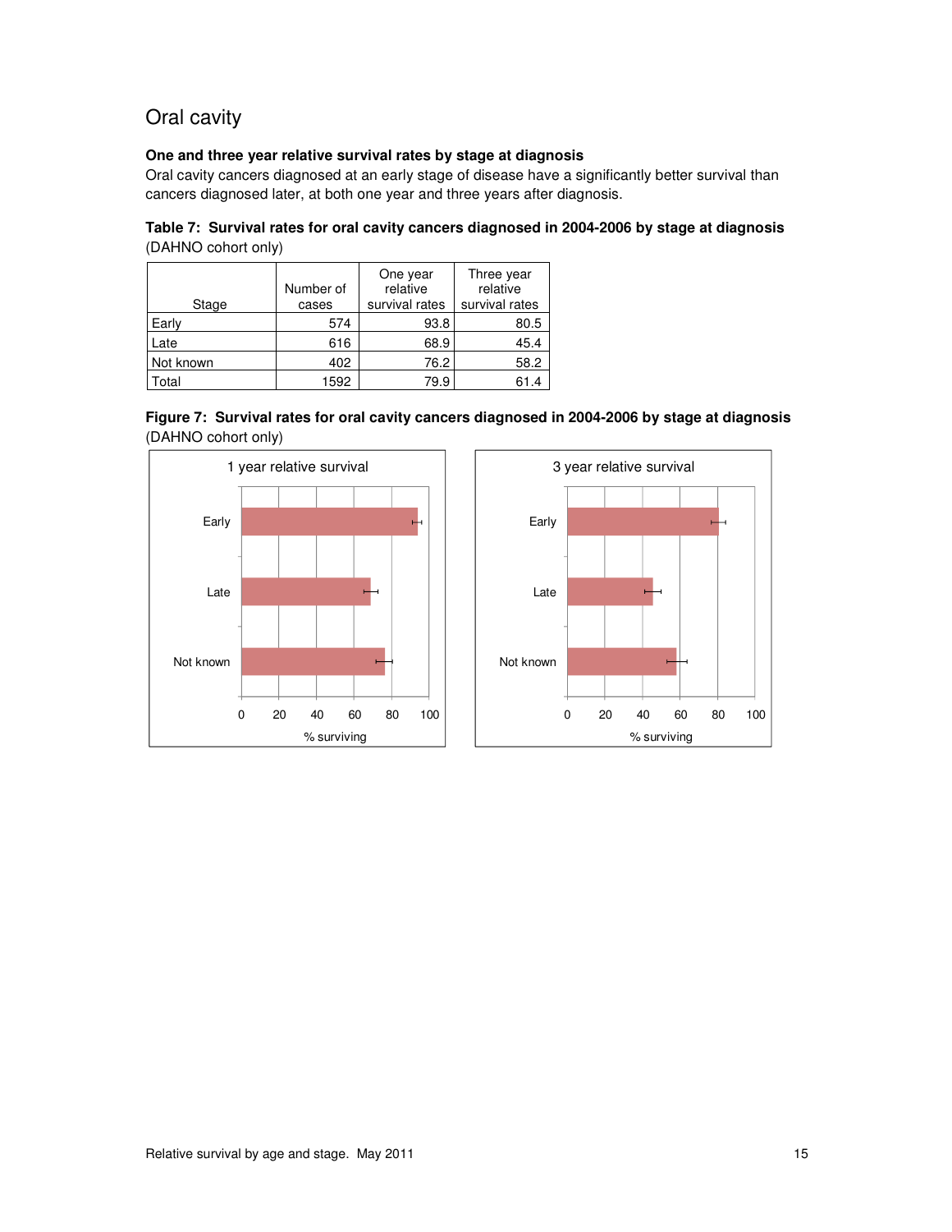## Oral cavity

**One and three year relative survival rates by stage at diagnosis**

Oral cavity cancers diagnosed at an early stage of disease have a significantly better survival than cancers diagnosed later, at both one year and three years after diagnosis.

**Table 7: Survival rates for oral cavity cancers diagnosed in 2004-2006 by stage at diagnosis** (DAHNO cohort only)

| Stage | Number of cases | One year relative survival rates | Three year relative survival rates |
|---|---|---|---|
| Early | 574 | 93.8 | 80.5 |
| Late | 616 | 68.9 | 45.4 |
| Not known | 402 | 76.2 | 58.2 |
| Total | 1592 | 79.9 | 61.4 |

**Figure 7: Survival rates for oral cavity cancers diagnosed in 2004-2006 by stage at diagnosis** (DAHNO cohort only)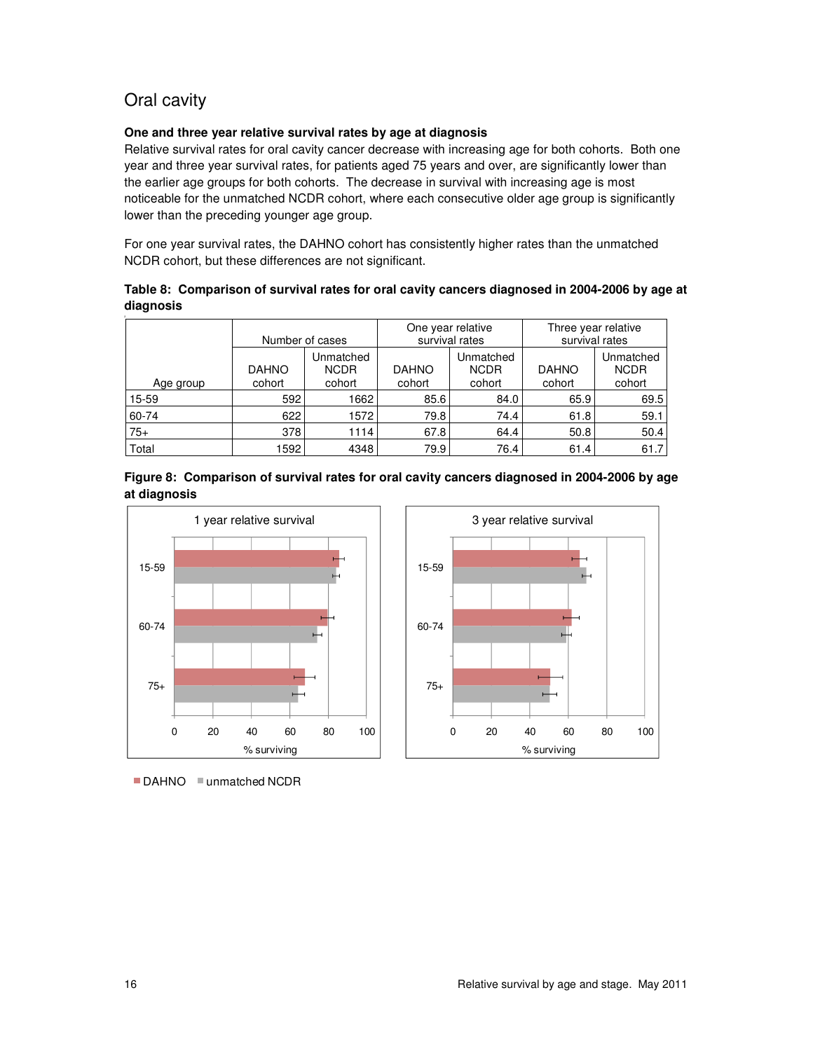## Oral cavity

**One and three year relative survival rates by age at diagnosis**

Relative survival rates for oral cavity cancer decrease with increasing age for both cohorts. Both one year and three year survival rates, for patients aged 75 years and over, are significantly lower than the earlier age groups for both cohorts. The decrease in survival with increasing age is most noticeable for the unmatched NCDR cohort, where each consecutive older age group is significantly lower than the preceding younger age group.

For one year survival rates, the DAHNO cohort has consistently higher rates than the unmatched NCDR cohort, but these differences are not significant.

**Table 8: Comparison of survival rates for oral cavity cancers diagnosed in 2004-2006 by age at diagnosis**

| Age group | Number of cases | | One year relative survival rates | | Three year relative survival rates | |
|---|---|---|---|---|---|---|
| | DAHNO cohort | Unmatched NCDR cohort | DAHNO cohort | Unmatched NCDR cohort | DAHNO cohort | Unmatched NCDR cohort |
| 15-59 | 592 | 1662 | 85.6 | 84.0 | 65.9 | 69.5 |
| 60-74 | 622 | 1572 | 79.8 | 74.4 | 61.8 | 59.1 |
| 75+ | 378 | 1114 | 67.8 | 64.4 | 50.8 | 50.4 |
| Total | 1592 | 4348 | 79.9 | 76.4 | 61.4 | 61.7 |

**Figure 8: Comparison of survival rates for oral cavity cancers diagnosed in 2004-2006 by age at diagnosis**

1 year relative survival

3 year relative survival

% surviving

■ DAHNO ■ unmatched NCDR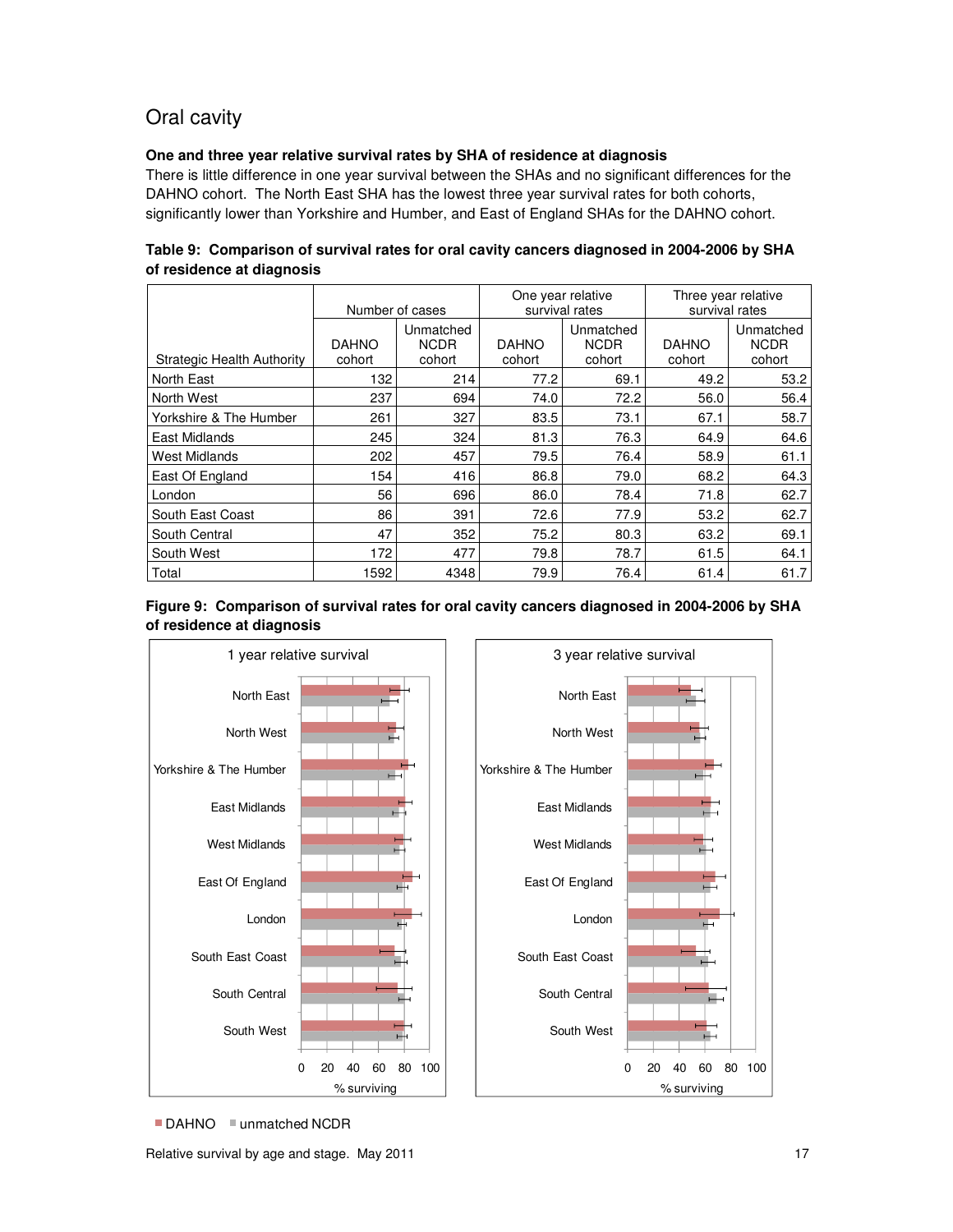## Oral cavity

**One and three year relative survival rates by SHA of residence at diagnosis**

There is little difference in one year survival between the SHAs and no significant differences for the DAHNO cohort. The North East SHA has the lowest three year survival rates for both cohorts, significantly lower than Yorkshire and Humber, and East of England SHAs for the DAHNO cohort.

**Table 9: Comparison of survival rates for oral cavity cancers diagnosed in 2004-2006 by SHA of residence at diagnosis**

| Strategic Health Authority | Number of cases | | One year relative survival rates | | Three year relative survival rates | |
|---|---|---|---|---|---|---|
| | DAHNO cohort | Unmatched NCDR cohort | DAHNO cohort | Unmatched NCDR cohort | DAHNO cohort | Unmatched NCDR cohort |
| North East | 132 | 214 | 77.2 | 69.1 | 49.2 | 53.2 |
| North West | 237 | 694 | 74.0 | 72.2 | 56.0 | 56.4 |
| Yorkshire & The Humber | 261 | 327 | 83.5 | 73.1 | 67.1 | 58.7 |
| East Midlands | 245 | 324 | 81.3 | 76.3 | 64.9 | 64.6 |
| West Midlands | 202 | 457 | 79.5 | 76.4 | 58.9 | 61.1 |
| East Of England | 154 | 416 | 86.8 | 79.0 | 68.2 | 64.3 |
| London | 56 | 696 | 86.0 | 78.4 | 71.8 | 62.7 |
| South East Coast | 86 | 391 | 72.6 | 77.9 | 53.2 | 62.7 |
| South Central | 47 | 352 | 75.2 | 80.3 | 63.2 | 69.1 |
| South West | 172 | 477 | 79.8 | 78.7 | 61.5 | 64.1 |
| Total | 1592 | 4348 | 79.9 | 76.4 | 61.4 | 61.7 |

**Figure 9: Comparison of survival rates for oral cavity cancers diagnosed in 2004-2006 by SHA of residence at diagnosis**

Relative survival by age and stage. May 2011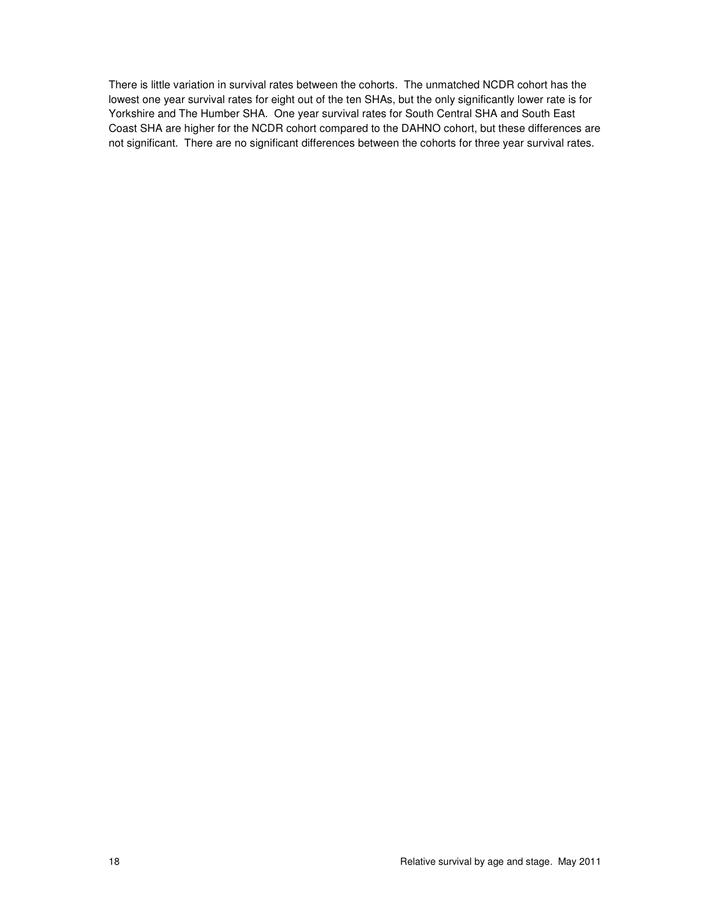There is little variation in survival rates between the cohorts. The unmatched NCDR cohort has the lowest one year survival rates for eight out of the ten SHAs, but the only significantly lower rate is for Yorkshire and The Humber SHA. One year survival rates for South Central SHA and South East Coast SHA are higher for the NCDR cohort compared to the DAHNO cohort, but these differences are not significant. There are no significant differences between the cohorts for three year survival rates.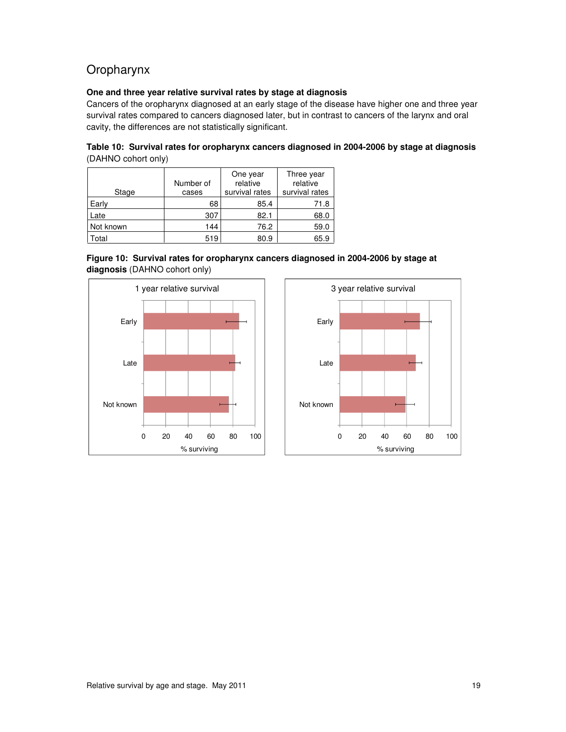# Oropharynx

**One and three year relative survival rates by stage at diagnosis**

Cancers of the oropharynx diagnosed at an early stage of the disease have higher one and three year survival rates compared to cancers diagnosed later, but in contrast to cancers of the larynx and oral cavity, the differences are not statistically significant.

**Table 10: Survival rates for oropharynx cancers diagnosed in 2004-2006 by stage at diagnosis** (DAHNO cohort only)

| Stage | Number of cases | One year relative survival rates | Three year relative survival rates |
|---|---|---|---|
| Early | 68 | 85.4 | 71.8 |
| Late | 307 | 82.1 | 68.0 |
| Not known | 144 | 76.2 | 59.0 |
| Total | 519 | 80.9 | 65.9 |

**Figure 10: Survival rates for oropharynx cancers diagnosed in 2004-2006 by stage at diagnosis** (DAHNO cohort only)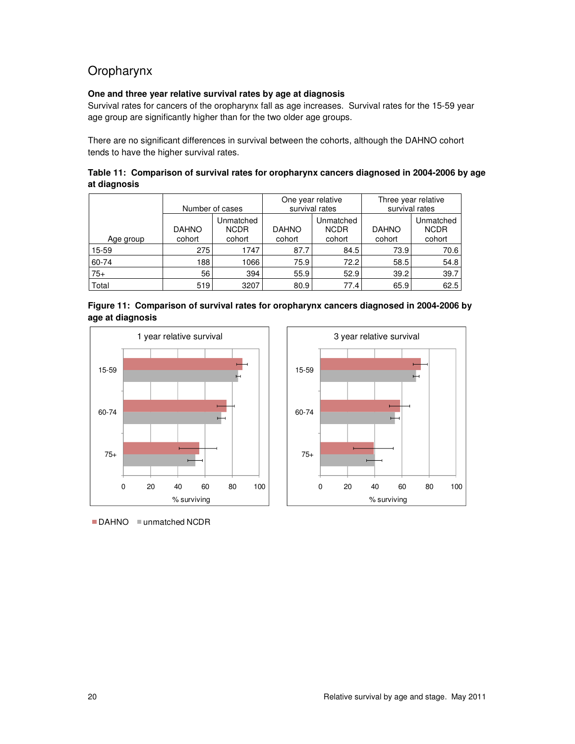## Oropharynx

**One and three year relative survival rates by age at diagnosis**

Survival rates for cancers of the oropharynx fall as age increases. Survival rates for the 15-59 year age group are significantly higher than for the two older age groups.

There are no significant differences in survival between the cohorts, although the DAHNO cohort tends to have the higher survival rates.

**Table 11: Comparison of survival rates for oropharynx cancers diagnosed in 2004-2006 by age at diagnosis**

| Age group | Number of cases | | One year relative survival rates | | Three year relative survival rates | |
|---|---|---|---|---|---|---|
| | DAHNO cohort | Unmatched NCDR cohort | DAHNO cohort | Unmatched NCDR cohort | DAHNO cohort | Unmatched NCDR cohort |
| 15-59 | 275 | 1747 | 87.7 | 84.5 | 73.9 | 70.6 |
| 60-74 | 188 | 1066 | 75.9 | 72.2 | 58.5 | 54.8 |
| 75+ | 56 | 394 | 55.9 | 52.9 | 39.2 | 39.7 |
| Total | 519 | 3207 | 80.9 | 77.4 | 65.9 | 62.5 |

**Figure 11: Comparison of survival rates for oropharynx cancers diagnosed in 2004-2006 by age at diagnosis**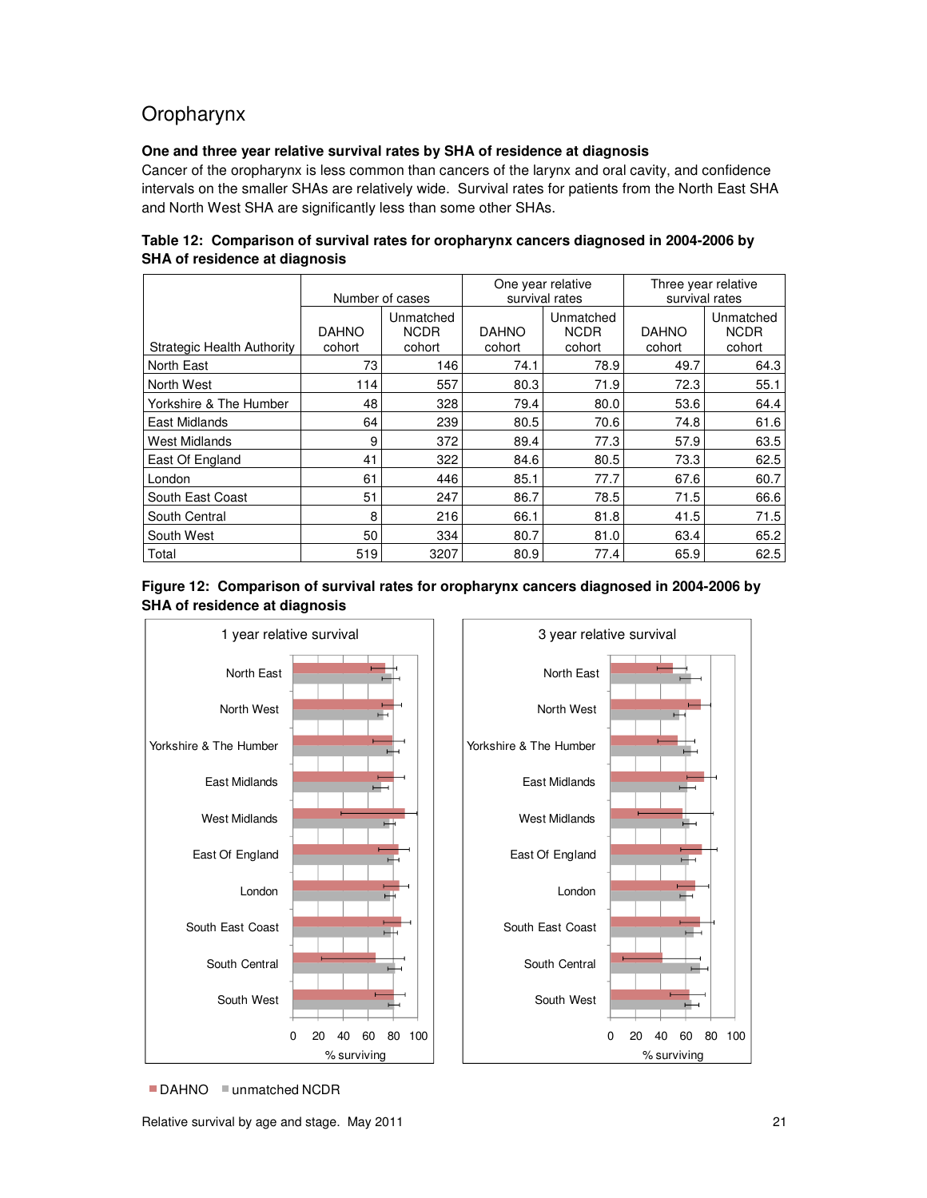# Oropharynx

**One and three year relative survival rates by SHA of residence at diagnosis**

Cancer of the oropharynx is less common than cancers of the larynx and oral cavity, and confidence intervals on the smaller SHAs are relatively wide. Survival rates for patients from the North East SHA and North West SHA are significantly less than some other SHAs.

**Table 12: Comparison of survival rates for oropharynx cancers diagnosed in 2004-2006 by SHA of residence at diagnosis**

| Strategic Health Authority | Number of cases | | One year relative survival rates | | Three year relative survival rates | |
|---|---|---|---|---|---|---|
| | DAHNO cohort | Unmatched NCDR cohort | DAHNO cohort | Unmatched NCDR cohort | DAHNO cohort | Unmatched NCDR cohort |
| North East | 73 | 146 | 74.1 | 78.9 | 49.7 | 64.3 |
| North West | 114 | 557 | 80.3 | 71.9 | 72.3 | 55.1 |
| Yorkshire & The Humber | 48 | 328 | 79.4 | 80.0 | 53.6 | 64.4 |
| East Midlands | 64 | 239 | 80.5 | 70.6 | 74.8 | 61.6 |
| West Midlands | 9 | 372 | 89.4 | 77.3 | 57.9 | 63.5 |
| East Of England | 41 | 322 | 84.6 | 80.5 | 73.3 | 62.5 |
| London | 61 | 446 | 85.1 | 77.7 | 67.6 | 60.7 |
| South East Coast | 51 | 247 | 86.7 | 78.5 | 71.5 | 66.6 |
| South Central | 8 | 216 | 66.1 | 81.8 | 41.5 | 71.5 |
| South West | 50 | 334 | 80.7 | 81.0 | 63.4 | 65.2 |
| Total | 519 | 3207 | 80.9 | 77.4 | 65.9 | 62.5 |

**Figure 12: Comparison of survival rates for oropharynx cancers diagnosed in 2004-2006 by SHA of residence at diagnosis**

■ DAHNO ■ unmatched NCDR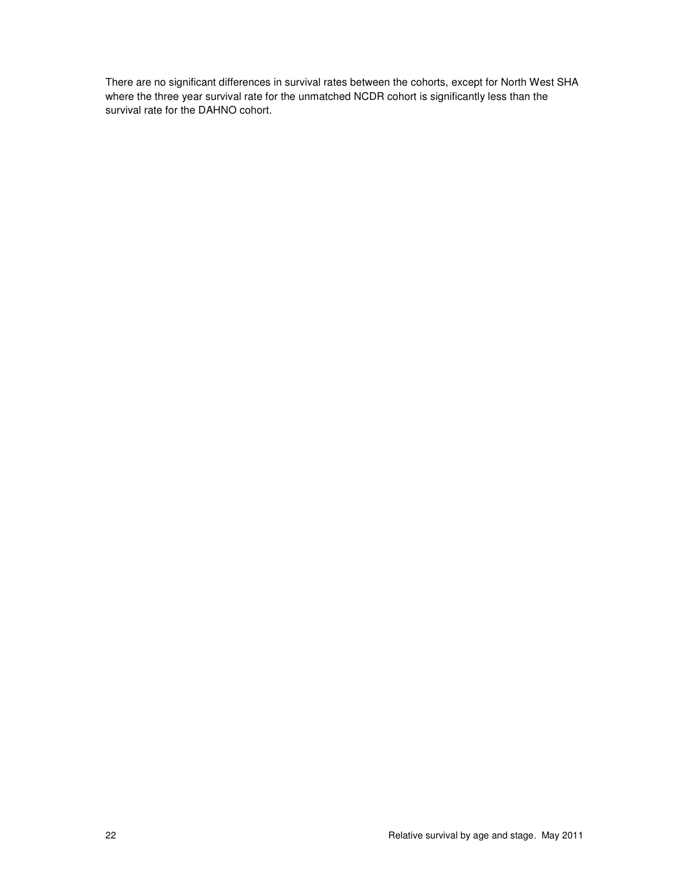There are no significant differences in survival rates between the cohorts, except for North West SHA where the three year survival rate for the unmatched NCDR cohort is significantly less than the survival rate for the DAHNO cohort.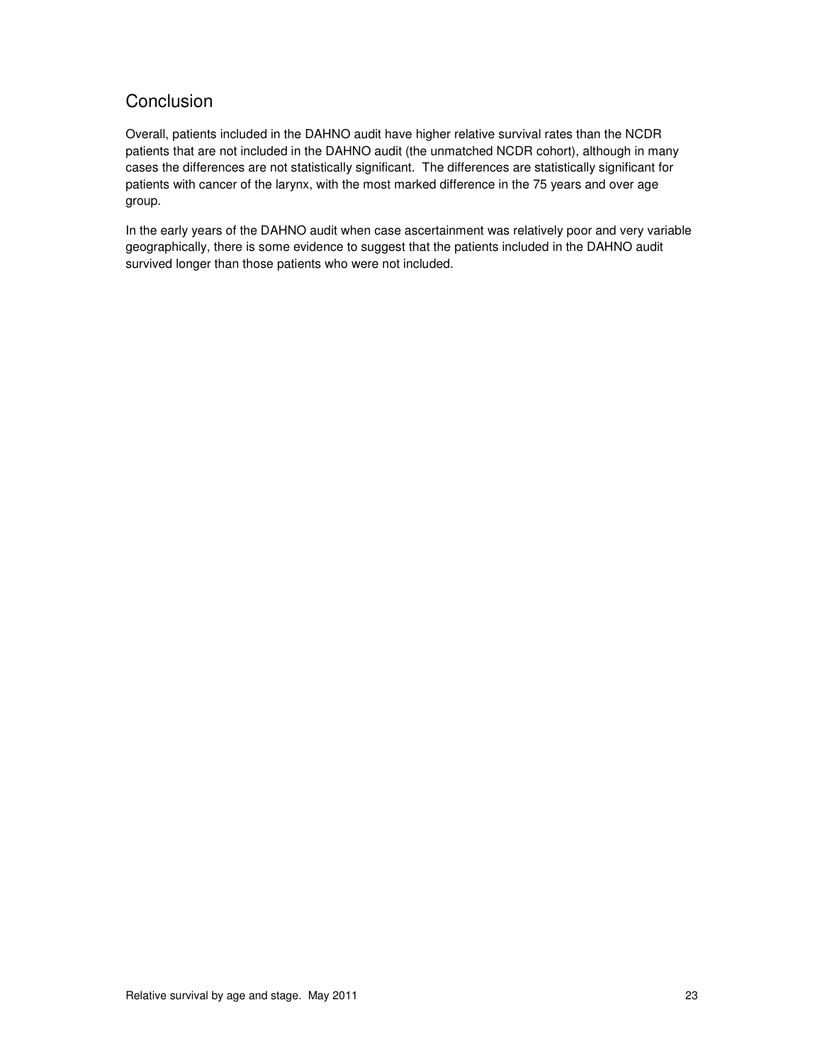## Conclusion

Overall, patients included in the DAHNO audit have higher relative survival rates than the NCDR patients that are not included in the DAHNO audit (the unmatched NCDR cohort), although in many cases the differences are not statistically significant. The differences are statistically significant for patients with cancer of the larynx, with the most marked difference in the 75 years and over age group.

In the early years of the DAHNO audit when case ascertainment was relatively poor and very variable geographically, there is some evidence to suggest that the patients included in the DAHNO audit survived longer than those patients who were not included.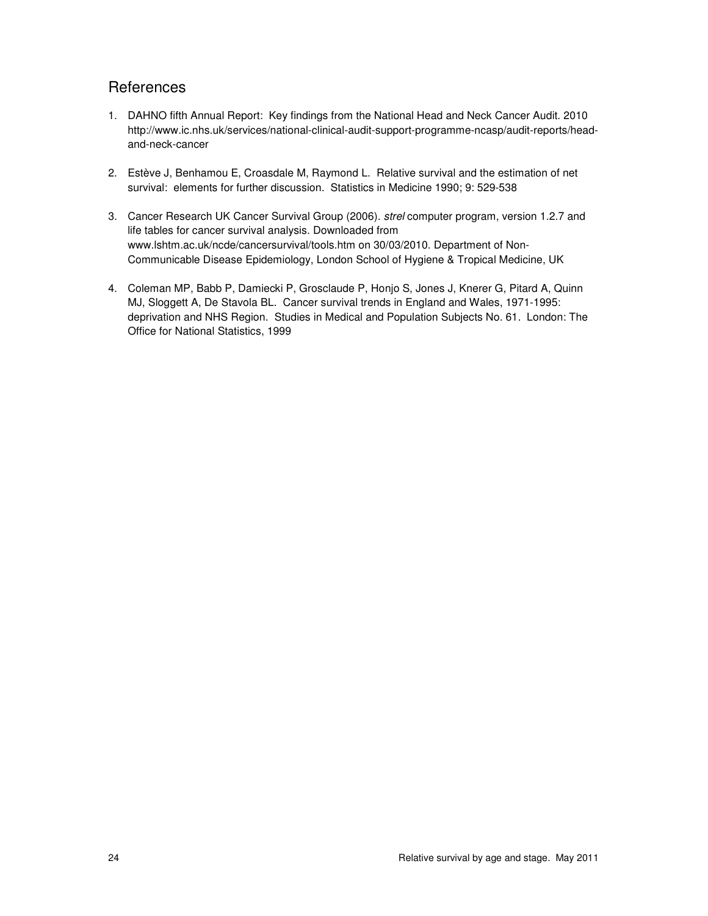## References

1. DAHNO fifth Annual Report: Key findings from the National Head and Neck Cancer Audit. 2010 http://www.ic.nhs.uk/services/national-clinical-audit-support-programme-ncasp/audit-reports/head-and-neck-cancer

2. Estève J, Benhamou E, Croasdale M, Raymond L. Relative survival and the estimation of net survival: elements for further discussion. Statistics in Medicine 1990; 9: 529-538

3. Cancer Research UK Cancer Survival Group (2006). *strel* computer program, version 1.2.7 and life tables for cancer survival analysis. Downloaded from www.lshtm.ac.uk/ncde/cancersurvival/tools.htm on 30/03/2010. Department of Non-Communicable Disease Epidemiology, London School of Hygiene & Tropical Medicine, UK

4. Coleman MP, Babb P, Damiecki P, Grosclaude P, Honjo S, Jones J, Knerer G, Pitard A, Quinn MJ, Sloggett A, De Stavola BL. Cancer survival trends in England and Wales, 1971-1995: deprivation and NHS Region. Studies in Medical and Population Subjects No. 61. London: The Office for National Statistics, 1999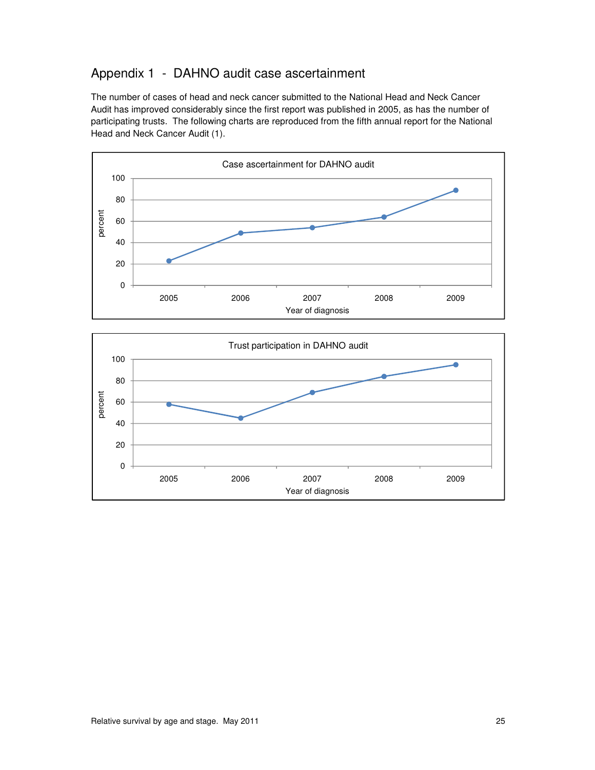# Appendix 1 - DAHNO audit case ascertainment

The number of cases of head and neck cancer submitted to the National Head and Neck Cancer Audit has improved considerably since the first report was published in 2005, as has the number of participating trusts. The following charts are reproduced from the fifth annual report for the National Head and Neck Cancer Audit (1).

Case ascertainment for DAHNO audit

Trust participation in DAHNO audit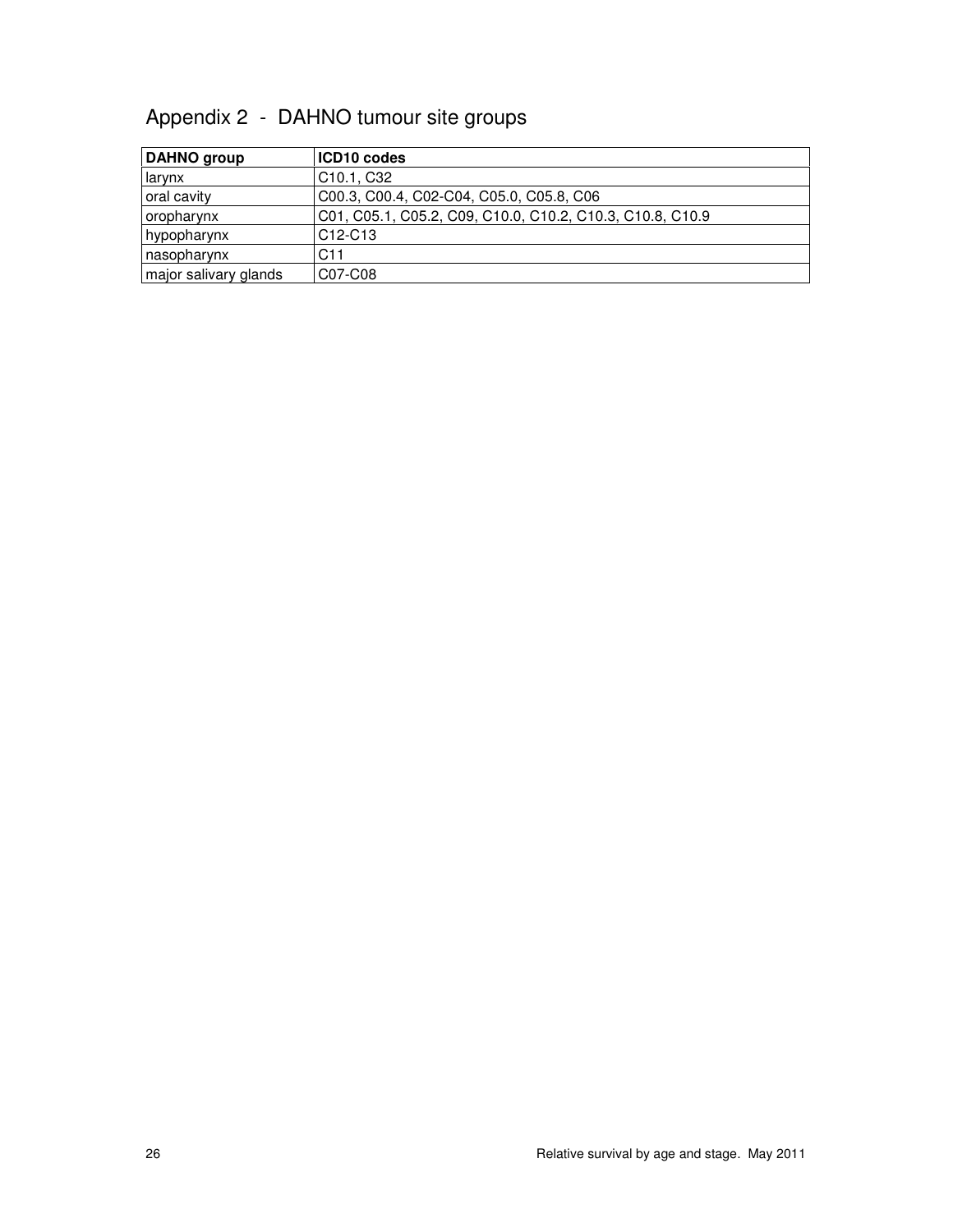# Appendix 2 - DAHNO tumour site groups

| DAHNO group | ICD10 codes |
|---|---|
| larynx | C10.1, C32 |
| oral cavity | C00.3, C00.4, C02-C04, C05.0, C05.8, C06 |
| oropharynx | C01, C05.1, C05.2, C09, C10.0, C10.2, C10.3, C10.8, C10.9 |
| hypopharynx | C12-C13 |
| nasopharynx | C11 |
| major salivary glands | C07-C08 |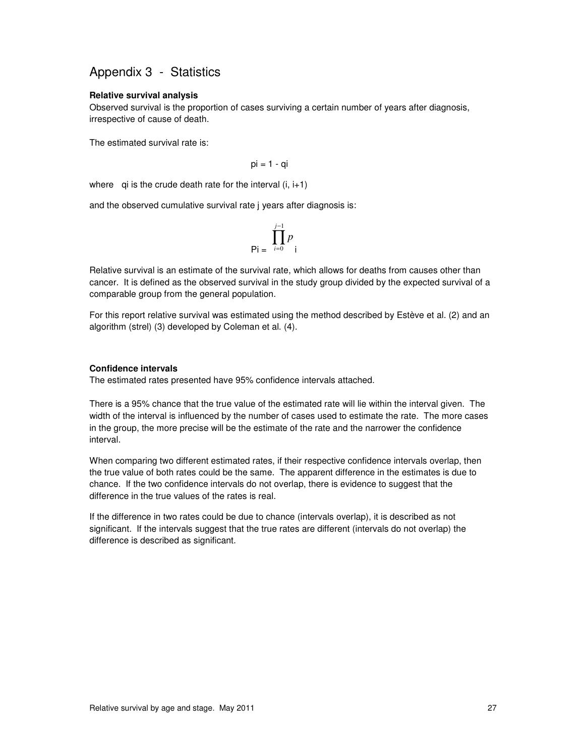# Appendix 3 - Statistics

**Relative survival analysis**

Observed survival is the proportion of cases surviving a certain number of years after diagnosis, irrespective of cause of death.

The estimated survival rate is:

$$p_i = 1 - q_i$$

where $q_i$ is the crude death rate for the interval (i, i+1)

and the observed cumulative survival rate j years after diagnosis is:

$$P_i = \prod_{i=0}^{j-1} p_i$$

Relative survival is an estimate of the survival rate, which allows for deaths from causes other than cancer. It is defined as the observed survival in the study group divided by the expected survival of a comparable group from the general population.

For this report relative survival was estimated using the method described by Estève et al. (2) and an algorithm (strel) (3) developed by Coleman et al. (4).

**Confidence intervals**

The estimated rates presented have 95% confidence intervals attached.

There is a 95% chance that the true value of the estimated rate will lie within the interval given. The width of the interval is influenced by the number of cases used to estimate the rate. The more cases in the group, the more precise will be the estimate of the rate and the narrower the confidence interval.

When comparing two different estimated rates, if their respective confidence intervals overlap, then the true value of both rates could be the same. The apparent difference in the estimates is due to chance. If the two confidence intervals do not overlap, there is evidence to suggest that the difference in the true values of the rates is real.

If the difference in two rates could be due to chance (intervals overlap), it is described as not significant. If the intervals suggest that the true rates are different (intervals do not overlap) the difference is described as significant.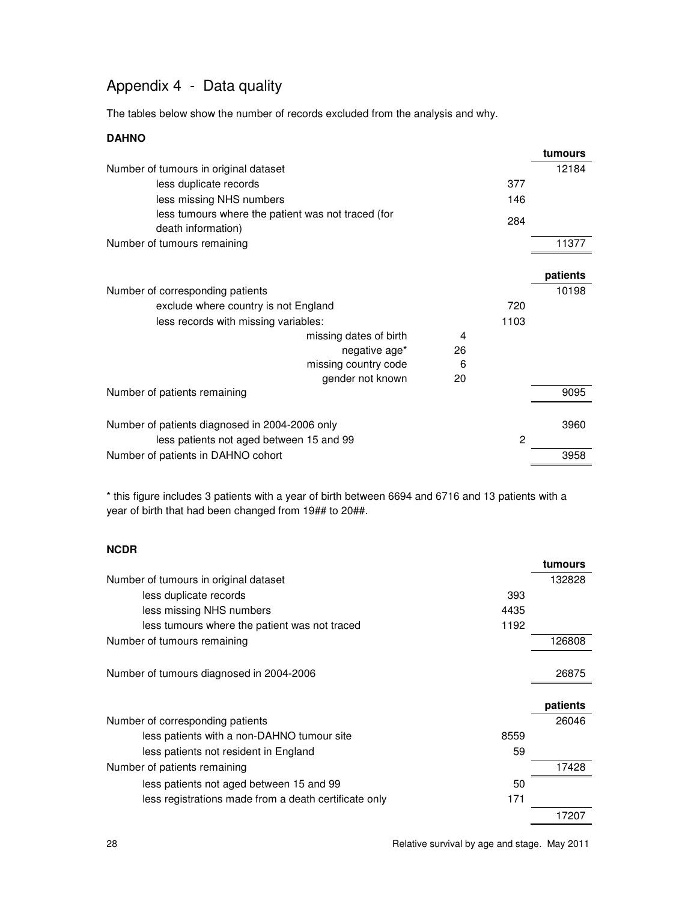## Appendix 4 - Data quality

The tables below show the number of records excluded from the analysis and why.

**DAHNO**

| | | | tumours |
|---|---|---|---|
| Number of tumours in original dataset | | | 12184 |
| less duplicate records | | 377 | |
| less missing NHS numbers | | 146 | |
| less tumours where the patient was not traced (for death information) | | 284 | |
| Number of tumours remaining | | | 11377 |

| | | | patients |
|---|---|---|---|
| Number of corresponding patients | | | 10198 |
| exclude where country is not England | | 720 | |
| less records with missing variables: | | 1103 | |
| missing dates of birth | 4 | | |
| negative age* | 26 | | |
| missing country code | 6 | | |
| gender not known | 20 | | |
| Number of patients remaining | | | 9095 |
| Number of patients diagnosed in 2004-2006 only | | | 3960 |
| less patients not aged between 15 and 99 | | 2 | |
| Number of patients in DAHNO cohort | | | 3958 |

\* this figure includes 3 patients with a year of birth between 6694 and 6716 and 13 patients with a year of birth that had been changed from 19## to 20##.

**NCDR**

| | | tumours |
|---|---|---|
| Number of tumours in original dataset | | 132828 |
| less duplicate records | 393 | |
| less missing NHS numbers | 4435 | |
| less tumours where the patient was not traced | 1192 | |
| Number of tumours remaining | | 126808 |
| Number of tumours diagnosed in 2004-2006 | | 26875 |

| | | patients |
|---|---|---|
| Number of corresponding patients | | 26046 |
| less patients with a non-DAHNO tumour site | 8559 | |
| less patients not resident in England | 59 | |
| Number of patients remaining | | 17428 |
| less patients not aged between 15 and 99 | 50 | |
| less registrations made from a death certificate only | 171 | |
| | | 17207 |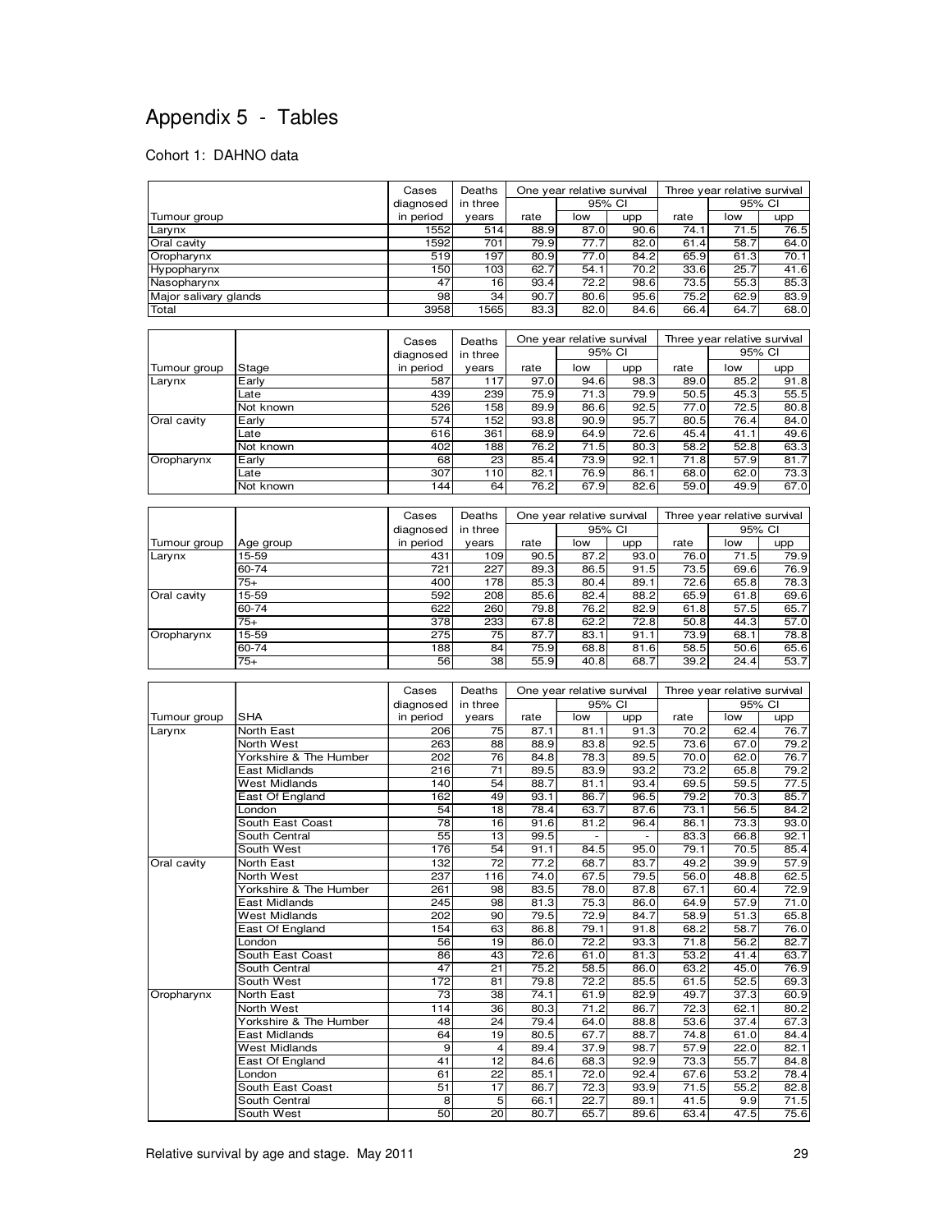# Appendix 5 - Tables

Cohort 1: DAHNO data

| Tumour group | Cases diagnosed in period | Deaths in three years | One year relative survival rate | One year 95% CI low | One year 95% CI upp | Three year relative survival rate | Three year 95% CI low | Three year 95% CI upp |
|---|---|---|---|---|---|---|---|---|
| Larynx | 1552 | 514 | 88.9 | 87.0 | 90.6 | 74.1 | 71.5 | 76.5 |
| Oral cavity | 1592 | 701 | 79.9 | 77.7 | 82.0 | 61.4 | 58.7 | 64.0 |
| Oropharynx | 519 | 197 | 80.9 | 77.0 | 84.2 | 65.9 | 61.3 | 70.1 |
| Hypopharynx | 150 | 103 | 62.7 | 54.1 | 70.2 | 33.6 | 25.7 | 41.6 |
| Nasopharynx | 47 | 16 | 93.4 | 72.2 | 98.6 | 73.5 | 55.3 | 85.3 |
| Major salivary glands | 98 | 34 | 90.7 | 80.6 | 95.6 | 75.2 | 62.9 | 83.9 |
| Total | 3958 | 1565 | 83.3 | 82.0 | 84.6 | 66.4 | 64.7 | 68.0 |

| Tumour group | Stage | Cases diagnosed in period | Deaths in three years | One year relative survival rate | One year 95% CI low | One year 95% CI upp | Three year relative survival rate | Three year 95% CI low | Three year 95% CI upp |
|---|---|---|---|---|---|---|---|---|---|
| Larynx | Early | 587 | 117 | 97.0 | 94.6 | 98.3 | 89.0 | 85.2 | 91.8 |
| | Late | 439 | 239 | 75.9 | 71.3 | 79.9 | 50.5 | 45.3 | 55.5 |
| | Not known | 526 | 158 | 89.9 | 86.6 | 92.5 | 77.0 | 72.5 | 80.8 |
| Oral cavity | Early | 574 | 152 | 93.8 | 90.9 | 95.7 | 80.5 | 76.4 | 84.0 |
| | Late | 616 | 361 | 68.9 | 64.9 | 72.6 | 45.4 | 41.1 | 49.6 |
| | Not known | 402 | 188 | 76.2 | 71.5 | 80.3 | 58.2 | 52.8 | 63.3 |
| Oropharynx | Early | 68 | 23 | 85.4 | 73.9 | 92.1 | 71.8 | 57.9 | 81.7 |
| | Late | 307 | 110 | 82.1 | 76.9 | 86.1 | 68.0 | 62.0 | 73.3 |
| | Not known | 144 | 64 | 76.2 | 67.9 | 82.6 | 59.0 | 49.9 | 67.0 |

| Tumour group | Age group | Cases diagnosed in period | Deaths in three years | One year relative survival rate | One year 95% CI low | One year 95% CI upp | Three year relative survival rate | Three year 95% CI low | Three year 95% CI upp |
|---|---|---|---|---|---|---|---|---|---|
| Larynx | 15-59 | 431 | 109 | 90.5 | 87.2 | 93.0 | 76.0 | 71.5 | 79.9 |
| | 60-74 | 721 | 227 | 89.3 | 86.5 | 91.5 | 73.5 | 69.6 | 76.9 |
| | 75+ | 400 | 178 | 85.3 | 80.4 | 89.1 | 72.6 | 65.8 | 78.3 |
| Oral cavity | 15-59 | 592 | 208 | 85.6 | 82.4 | 88.2 | 65.9 | 61.8 | 69.6 |
| | 60-74 | 622 | 260 | 79.8 | 76.2 | 82.9 | 61.8 | 57.5 | 65.7 |
| | 75+ | 378 | 233 | 67.8 | 62.2 | 72.8 | 50.8 | 44.3 | 57.0 |
| Oropharynx | 15-59 | 275 | 75 | 87.7 | 83.1 | 91.1 | 73.9 | 68.1 | 78.8 |
| | 60-74 | 188 | 84 | 75.9 | 68.8 | 81.6 | 58.5 | 50.6 | 65.6 |
| | 75+ | 56 | 38 | 55.9 | 40.8 | 68.7 | 39.2 | 24.4 | 53.7 |

| Tumour group | SHA | Cases diagnosed in period | Deaths in three years | One year relative survival rate | One year 95% CI low | One year 95% CI upp | Three year relative survival rate | Three year 95% CI low | Three year 95% CI upp |
|---|---|---|---|---|---|---|---|---|---|
| Larynx | North East | 206 | 75 | 87.1 | 81.1 | 91.3 | 70.2 | 62.4 | 76.7 |
| | North West | 263 | 88 | 88.9 | 83.8 | 92.5 | 73.6 | 67.0 | 79.2 |
| | Yorkshire & The Humber | 202 | 76 | 84.8 | 78.3 | 89.5 | 70.0 | 62.0 | 76.7 |
| | East Midlands | 216 | 71 | 89.5 | 83.9 | 93.2 | 73.2 | 65.8 | 79.2 |
| | West Midlands | 140 | 54 | 88.7 | 81.1 | 93.4 | 69.5 | 59.5 | 77.5 |
| | East Of England | 162 | 49 | 93.1 | 86.7 | 96.5 | 79.2 | 70.3 | 85.7 |
| | London | 54 | 18 | 78.4 | 63.7 | 87.6 | 73.1 | 56.5 | 84.2 |
| | South East Coast | 78 | 16 | 91.6 | 81.2 | 96.4 | 86.1 | 73.3 | 93.0 |
| | South Central | 55 | 13 | 99.5 | - | - | 83.3 | 66.8 | 92.1 |
| | South West | 176 | 54 | 91.1 | 84.5 | 95.0 | 79.1 | 70.5 | 85.4 |
| Oral cavity | North East | 132 | 72 | 77.2 | 68.7 | 83.7 | 49.2 | 39.9 | 57.9 |
| | North West | 237 | 116 | 74.0 | 67.5 | 79.5 | 56.0 | 48.8 | 62.5 |
| | Yorkshire & The Humber | 261 | 98 | 83.5 | 78.0 | 87.8 | 67.1 | 60.4 | 72.9 |
| | East Midlands | 245 | 98 | 81.3 | 75.3 | 86.0 | 64.9 | 57.9 | 71.0 |
| | West Midlands | 202 | 90 | 79.5 | 72.9 | 84.7 | 58.9 | 51.3 | 65.8 |
| | East Of England | 154 | 63 | 86.8 | 79.1 | 91.8 | 68.2 | 58.7 | 76.0 |
| | London | 56 | 19 | 86.0 | 72.2 | 93.3 | 71.8 | 56.2 | 82.7 |
| | South East Coast | 86 | 43 | 72.6 | 61.0 | 81.3 | 53.2 | 41.4 | 63.7 |
| | South Central | 47 | 21 | 75.2 | 58.5 | 86.0 | 63.2 | 45.0 | 76.9 |
| | South West | 172 | 81 | 79.8 | 72.2 | 85.5 | 61.5 | 52.5 | 69.3 |
| Oropharynx | North East | 73 | 38 | 74.1 | 61.9 | 82.9 | 49.7 | 37.3 | 60.9 |
| | North West | 114 | 36 | 80.3 | 71.2 | 86.7 | 72.3 | 62.1 | 80.2 |
| | Yorkshire & The Humber | 48 | 24 | 79.4 | 64.0 | 88.8 | 53.6 | 37.4 | 67.3 |
| | East Midlands | 64 | 19 | 80.5 | 67.7 | 88.7 | 74.8 | 61.0 | 84.4 |
| | West Midlands | 9 | 4 | 89.4 | 37.9 | 98.7 | 57.9 | 22.0 | 82.1 |
| | East Of England | 41 | 12 | 84.6 | 68.3 | 92.9 | 73.3 | 55.7 | 84.8 |
| | London | 61 | 22 | 85.1 | 72.0 | 92.4 | 67.6 | 53.2 | 78.4 |
| | South East Coast | 51 | 17 | 86.7 | 72.3 | 93.9 | 71.5 | 55.2 | 82.8 |
| | South Central | 8 | 5 | 66.1 | 22.7 | 89.1 | 41.5 | 9.9 | 71.5 |
| | South West | 50 | 20 | 80.7 | 65.7 | 89.6 | 63.4 | 47.5 | 75.6 |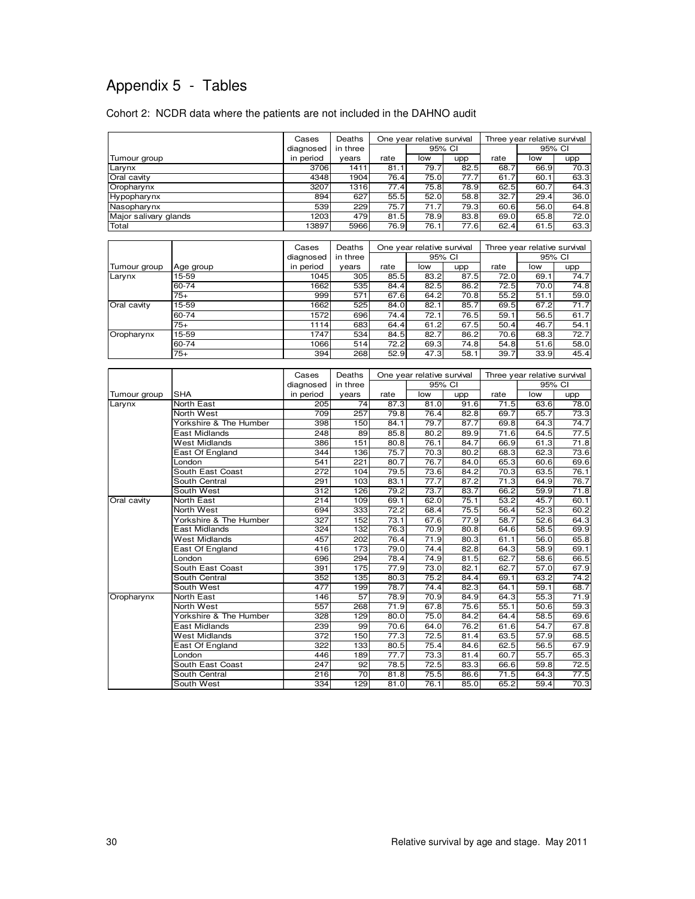# Appendix 5 - Tables

Cohort 2: NCDR data where the patients are not included in the DAHNO audit

| Tumour group | Cases diagnosed in period | Deaths in three years | One year relative survival | | | Three year relative survival | | |
|---|---|---|---|---|---|---|---|---|
| | | | rate | 95% CI low | 95% CI upp | rate | 95% CI low | 95% CI upp |
| Larynx | 3706 | 1411 | 81.1 | 79.7 | 82.5 | 68.7 | 66.9 | 70.3 |
| Oral cavity | 4348 | 1904 | 76.4 | 75.0 | 77.7 | 61.7 | 60.1 | 63.3 |
| Oropharynx | 3207 | 1316 | 77.4 | 75.8 | 78.9 | 62.5 | 60.7 | 64.3 |
| Hypopharynx | 894 | 627 | 55.5 | 52.0 | 58.8 | 32.7 | 29.4 | 36.0 |
| Nasopharynx | 539 | 229 | 75.7 | 71.7 | 79.3 | 60.6 | 56.0 | 64.8 |
| Major salivary glands | 1203 | 479 | 81.5 | 78.9 | 83.8 | 69.0 | 65.8 | 72.0 |
| Total | 13897 | 5966 | 76.9 | 76.1 | 77.6 | 62.4 | 61.5 | 63.3 |

| Tumour group | Age group | Cases diagnosed in period | Deaths in three years | One year relative survival | | | Three year relative survival | | |
|---|---|---|---|---|---|---|---|---|---|
| | | | | rate | 95% CI low | 95% CI upp | rate | 95% CI low | 95% CI upp |
| Larynx | 15-59 | 1045 | 305 | 85.5 | 83.2 | 87.5 | 72.0 | 69.1 | 74.7 |
| | 60-74 | 1662 | 535 | 84.4 | 82.5 | 86.2 | 72.5 | 70.0 | 74.8 |
| | 75+ | 999 | 571 | 67.6 | 64.2 | 70.8 | 55.2 | 51.1 | 59.0 |
| Oral cavity | 15-59 | 1662 | 525 | 84.0 | 82.1 | 85.7 | 69.5 | 67.2 | 71.7 |
| | 60-74 | 1572 | 696 | 74.4 | 72.1 | 76.5 | 59.1 | 56.5 | 61.7 |
| | 75+ | 1114 | 683 | 64.4 | 61.2 | 67.5 | 50.4 | 46.7 | 54.1 |
| Oropharynx | 15-59 | 1747 | 534 | 84.5 | 82.7 | 86.2 | 70.6 | 68.3 | 72.7 |
| | 60-74 | 1066 | 514 | 72.2 | 69.3 | 74.8 | 54.8 | 51.6 | 58.0 |
| | 75+ | 394 | 268 | 52.9 | 47.3 | 58.1 | 39.7 | 33.9 | 45.4 |

| Tumour group | SHA | Cases diagnosed in period | Deaths in three years | One year relative survival | | | Three year relative survival | | |
|---|---|---|---|---|---|---|---|---|---|
| | | | | rate | 95% CI low | 95% CI upp | rate | 95% CI low | 95% CI upp |
| Larynx | North East | 205 | 74 | 87.3 | 81.0 | 91.6 | 71.5 | 63.6 | 78.0 |
| | North West | 709 | 257 | 79.8 | 76.4 | 82.8 | 69.7 | 65.7 | 73.3 |
| | Yorkshire & The Humber | 398 | 150 | 84.1 | 79.7 | 87.7 | 69.8 | 64.3 | 74.7 |
| | East Midlands | 248 | 89 | 85.8 | 80.2 | 89.9 | 71.6 | 64.5 | 77.5 |
| | West Midlands | 386 | 151 | 80.8 | 76.1 | 84.7 | 66.9 | 61.3 | 71.8 |
| | East Of England | 344 | 136 | 75.7 | 70.3 | 80.2 | 68.3 | 62.3 | 73.6 |
| | London | 541 | 221 | 80.7 | 76.7 | 84.0 | 65.3 | 60.6 | 69.6 |
| | South East Coast | 272 | 104 | 79.5 | 73.6 | 84.2 | 70.3 | 63.5 | 76.1 |
| | South Central | 291 | 103 | 83.1 | 77.7 | 87.2 | 71.3 | 64.9 | 76.7 |
| | South West | 312 | 126 | 79.2 | 73.7 | 83.7 | 66.2 | 59.9 | 71.8 |
| Oral cavity | North East | 214 | 109 | 69.1 | 62.0 | 75.1 | 53.2 | 45.7 | 60.1 |
| | North West | 694 | 333 | 72.2 | 68.4 | 75.5 | 56.4 | 52.3 | 60.2 |
| | Yorkshire & The Humber | 327 | 152 | 73.1 | 67.6 | 77.9 | 58.7 | 52.6 | 64.3 |
| | East Midlands | 324 | 132 | 76.3 | 70.9 | 80.8 | 64.6 | 58.5 | 69.9 |
| | West Midlands | 457 | 202 | 76.4 | 71.9 | 80.3 | 61.1 | 56.0 | 65.8 |
| | East Of England | 416 | 173 | 79.0 | 74.4 | 82.8 | 64.3 | 58.9 | 69.1 |
| | London | 696 | 294 | 78.4 | 74.9 | 81.5 | 62.7 | 58.6 | 66.5 |
| | South East Coast | 391 | 175 | 77.9 | 73.0 | 82.1 | 62.7 | 57.0 | 67.9 |
| | South Central | 352 | 135 | 80.3 | 75.2 | 84.4 | 69.1 | 63.2 | 74.2 |
| | South West | 477 | 199 | 78.7 | 74.4 | 82.3 | 64.1 | 59.1 | 68.7 |
| Oropharynx | North East | 146 | 57 | 78.9 | 70.9 | 84.9 | 64.3 | 55.3 | 71.9 |
| | North West | 557 | 268 | 71.9 | 67.8 | 75.6 | 55.1 | 50.6 | 59.3 |
| | Yorkshire & The Humber | 328 | 129 | 80.0 | 75.0 | 84.2 | 64.4 | 58.5 | 69.6 |
| | East Midlands | 239 | 99 | 70.6 | 64.0 | 76.2 | 61.6 | 54.7 | 67.8 |
| | West Midlands | 372 | 150 | 77.3 | 72.5 | 81.4 | 63.5 | 57.9 | 68.5 |
| | East Of England | 322 | 133 | 80.5 | 75.4 | 84.6 | 62.5 | 56.5 | 67.9 |
| | London | 446 | 189 | 77.7 | 73.3 | 81.4 | 60.7 | 55.7 | 65.3 |
| | South East Coast | 247 | 92 | 78.5 | 72.5 | 83.3 | 66.6 | 59.8 | 72.5 |
| | South Central | 216 | 70 | 81.8 | 75.5 | 86.6 | 71.5 | 64.3 | 77.5 |
| | South West | 334 | 129 | 81.0 | 76.1 | 85.0 | 65.2 | 59.4 | 70.3 |